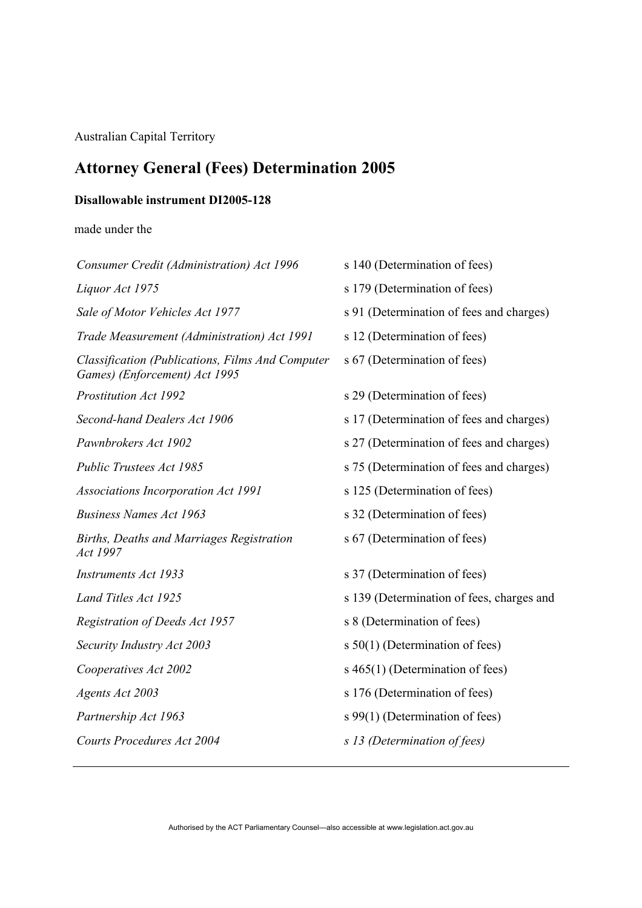Australian Capital Territory

# Attorney General (Fees) Determination 2005

**Disallowable instrument DI2005-128**

made under the

| | |
|---|---|
| *Consumer Credit (Administration) Act 1996* | s 140 (Determination of fees) |
| *Liquor Act 1975* | s 179 (Determination of fees) |
| *Sale of Motor Vehicles Act 1977* | s 91 (Determination of fees and charges) |
| *Trade Measurement (Administration) Act 1991* | s 12 (Determination of fees) |
| *Classification (Publications, Films And Computer Games) (Enforcement) Act 1995* | s 67 (Determination of fees) |
| *Prostitution Act 1992* | s 29 (Determination of fees) |
| *Second-hand Dealers Act 1906* | s 17 (Determination of fees and charges) |
| *Pawnbrokers Act 1902* | s 27 (Determination of fees and charges) |
| *Public Trustees Act 1985* | s 75 (Determination of fees and charges) |
| *Associations Incorporation Act 1991* | s 125 (Determination of fees) |
| *Business Names Act 1963* | s 32 (Determination of fees) |
| *Births, Deaths and Marriages Registration Act 1997* | s 67 (Determination of fees) |
| *Instruments Act 1933* | s 37 (Determination of fees) |
| *Land Titles Act 1925* | s 139 (Determination of fees, charges and |
| *Registration of Deeds Act 1957* | s 8 (Determination of fees) |
| *Security Industry Act 2003* | s 50(1) (Determination of fees) |
| *Cooperatives Act 2002* | s 465(1) (Determination of fees) |
| *Agents Act 2003* | s 176 (Determination of fees) |
| *Partnership Act 1963* | s 99(1) (Determination of fees) |
| *Courts Procedures Act 2004* | *s 13 (Determination of fees)* |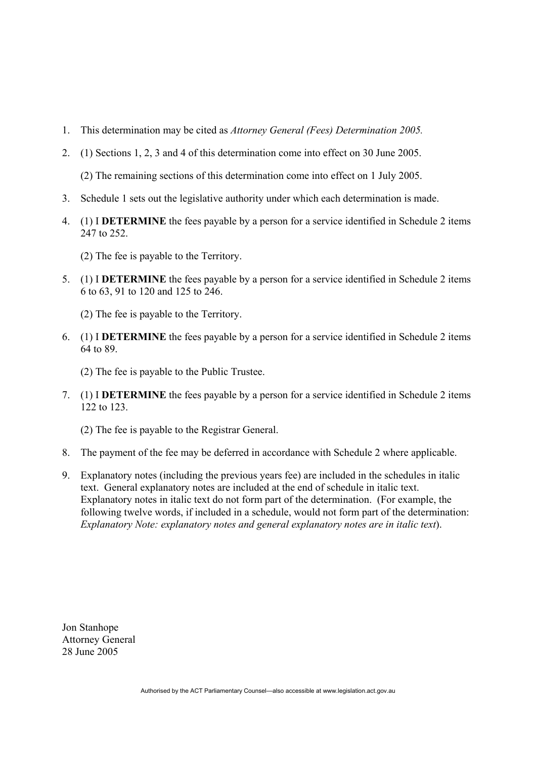1. This determination may be cited as *Attorney General (Fees) Determination 2005.*

2. (1) Sections 1, 2, 3 and 4 of this determination come into effect on 30 June 2005.

   (2) The remaining sections of this determination come into effect on 1 July 2005.

3. Schedule 1 sets out the legislative authority under which each determination is made.

4. (1) I **DETERMINE** the fees payable by a person for a service identified in Schedule 2 items 247 to 252.

   (2) The fee is payable to the Territory.

5. (1) I **DETERMINE** the fees payable by a person for a service identified in Schedule 2 items 6 to 63, 91 to 120 and 125 to 246.

   (2) The fee is payable to the Territory.

6. (1) I **DETERMINE** the fees payable by a person for a service identified in Schedule 2 items 64 to 89.

   (2) The fee is payable to the Public Trustee.

7. (1) I **DETERMINE** the fees payable by a person for a service identified in Schedule 2 items 122 to 123.

   (2) The fee is payable to the Registrar General.

8. The payment of the fee may be deferred in accordance with Schedule 2 where applicable.

9. Explanatory notes (including the previous years fee) are included in the schedules in italic text. General explanatory notes are included at the end of schedule in italic text. Explanatory notes in italic text do not form part of the determination. (For example, the following twelve words, if included in a schedule, would not form part of the determination: *Explanatory Note: explanatory notes and general explanatory notes are in italic text*).

Jon Stanhope
Attorney General
28 June 2005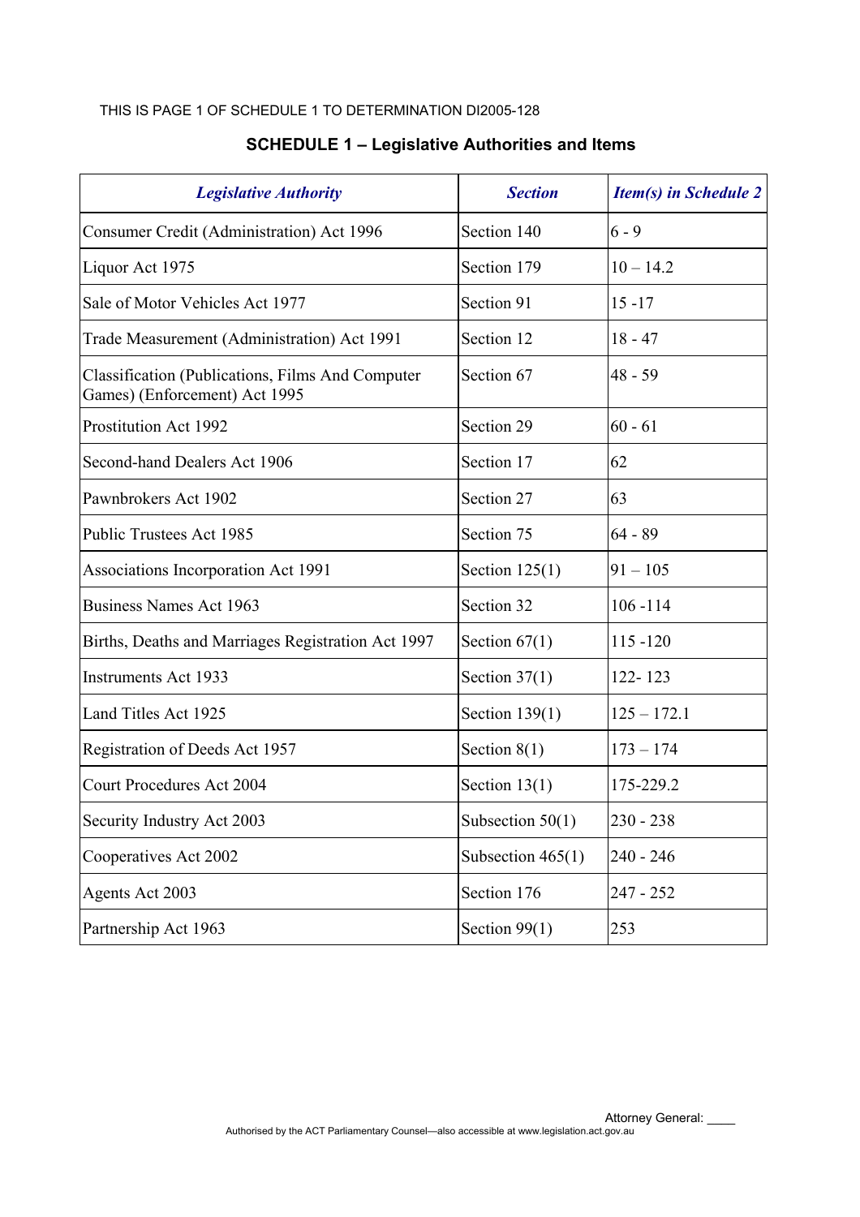THIS IS PAGE 1 OF SCHEDULE 1 TO DETERMINATION DI2005-128

## SCHEDULE 1 – Legislative Authorities and Items

| *Legislative Authority* | *Section* | *Item(s) in Schedule 2* |
|---|---|---|
| Consumer Credit (Administration) Act 1996 | Section 140 | 6 - 9 |
| Liquor Act 1975 | Section 179 | 10 – 14.2 |
| Sale of Motor Vehicles Act 1977 | Section 91 | 15 -17 |
| Trade Measurement (Administration) Act 1991 | Section 12 | 18 - 47 |
| Classification (Publications, Films And Computer Games) (Enforcement) Act 1995 | Section 67 | 48 - 59 |
| Prostitution Act 1992 | Section 29 | 60 - 61 |
| Second-hand Dealers Act 1906 | Section 17 | 62 |
| Pawnbrokers Act 1902 | Section 27 | 63 |
| Public Trustees Act 1985 | Section 75 | 64 - 89 |
| Associations Incorporation Act 1991 | Section 125(1) | 91 – 105 |
| Business Names Act 1963 | Section 32 | 106 -114 |
| Births, Deaths and Marriages Registration Act 1997 | Section 67(1) | 115 -120 |
| Instruments Act 1933 | Section 37(1) | 122- 123 |
| Land Titles Act 1925 | Section 139(1) | 125 – 172.1 |
| Registration of Deeds Act 1957 | Section 8(1) | 173 – 174 |
| Court Procedures Act 2004 | Section 13(1) | 175-229.2 |
| Security Industry Act 2003 | Subsection 50(1) | 230 - 238 |
| Cooperatives Act 2002 | Subsection 465(1) | 240 - 246 |
| Agents Act 2003 | Section 176 | 247 - 252 |
| Partnership Act 1963 | Section 99(1) | 253 |

Attorney General: ____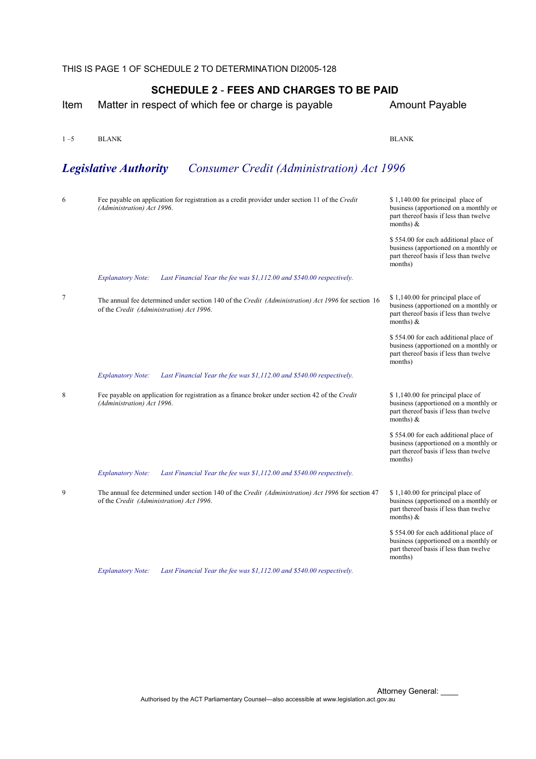THIS IS PAGE 1 OF SCHEDULE 2 TO DETERMINATION DI2005-128

## SCHEDULE 2 - FEES AND CHARGES TO BE PAID

| Item | Matter in respect of which fee or charge is payable | Amount Payable |
|---|---|---|
| 1 –5 | BLANK | BLANK |

### *Legislative Authority* *Consumer Credit (Administration) Act 1996*

| Item | Matter in respect of which fee or charge is payable | Amount Payable |
|---|---|---|
| 6 | Fee payable on application for registration as a credit provider under section 11 of the *Credit (Administration) Act 1996*. | $ 1,140.00 for principal place of business (apportioned on a monthly or part thereof basis if less than twelve months) & <br><br> $ 554.00 for each additional place of business (apportioned on a monthly or part thereof basis if less than twelve months) |
| | *Explanatory Note: Last Financial Year the fee was $1,112.00 and $540.00 respectively.* | |
| 7 | The annual fee determined under section 140 of the *Credit (Administration) Act 1996* for section 16 of the *Credit (Administration) Act 1996*. | $ 1,140.00 for principal place of business (apportioned on a monthly or part thereof basis if less than twelve months) & <br><br> $ 554.00 for each additional place of business (apportioned on a monthly or part thereof basis if less than twelve months) |
| | *Explanatory Note: Last Financial Year the fee was $1,112.00 and $540.00 respectively.* | |
| 8 | Fee payable on application for registration as a finance broker under section 42 of the *Credit (Administration) Act 1996*. | $ 1,140.00 for principal place of business (apportioned on a monthly or part thereof basis if less than twelve months) & <br><br> $ 554.00 for each additional place of business (apportioned on a monthly or part thereof basis if less than twelve months) |
| | *Explanatory Note: Last Financial Year the fee was $1,112.00 and $540.00 respectively.* | |
| 9 | The annual fee determined under section 140 of the *Credit (Administration) Act 1996* for section 47 of the *Credit (Administration) Act 1996*. | $ 1,140.00 for principal place of business (apportioned on a monthly or part thereof basis if less than twelve months) & <br><br> $ 554.00 for each additional place of business (apportioned on a monthly or part thereof basis if less than twelve months) |
| | *Explanatory Note: Last Financial Year the fee was $1,112.00 and $540.00 respectively.* | |

Attorney General: ____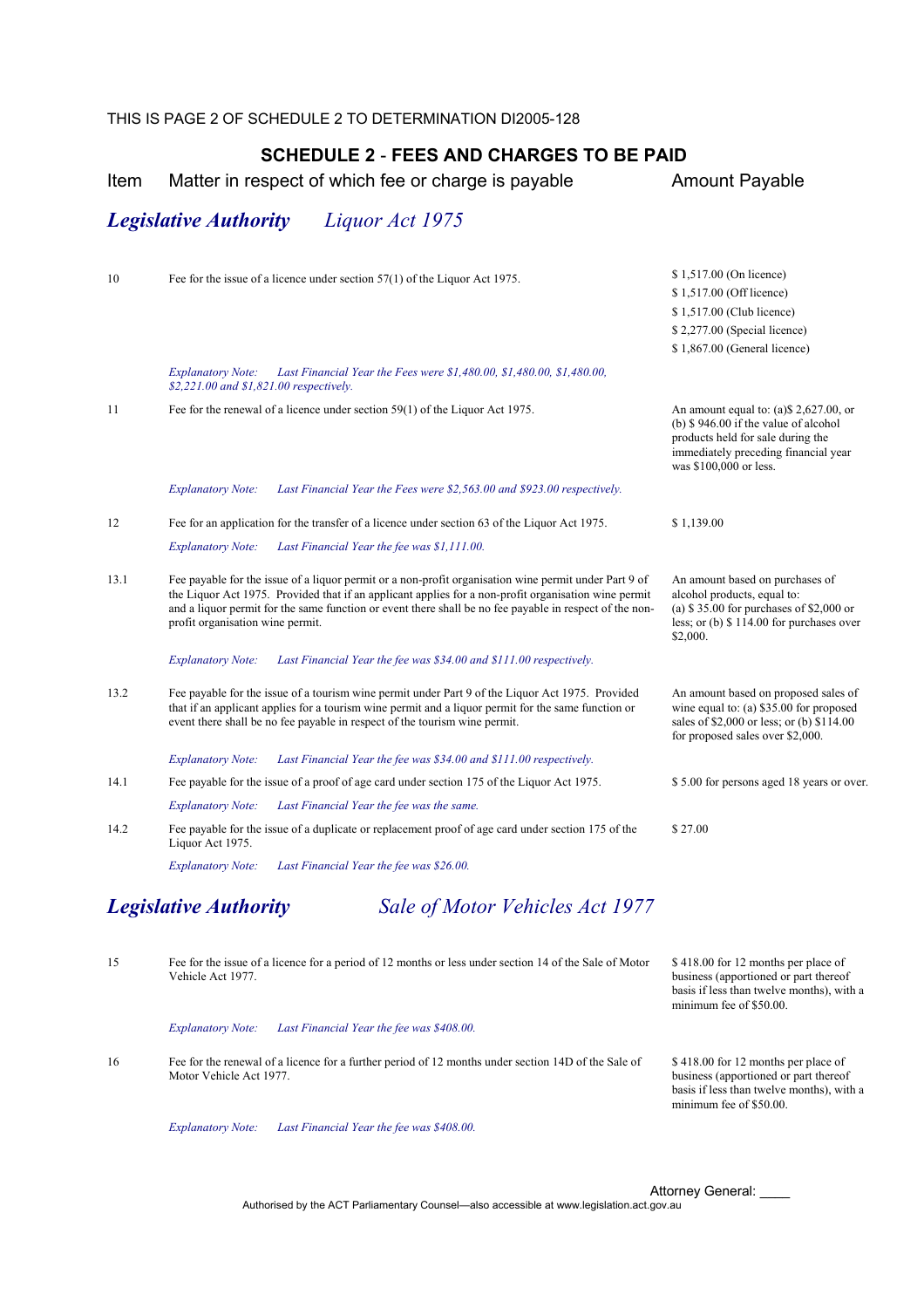THIS IS PAGE 2 OF SCHEDULE 2 TO DETERMINATION DI2005-128

## SCHEDULE 2 - FEES AND CHARGES TO BE PAID

| Item | Matter in respect of which fee or charge is payable | Amount Payable |
|---|---|---|

### *Legislative Authority* *Liquor Act 1975*

| Item | Matter in respect of which fee or charge is payable | Amount Payable |
|---|---|---|
| 10 | Fee for the issue of a licence under section 57(1) of the Liquor Act 1975. | $ 1,517.00 (On licence)<br>$ 1,517.00 (Off licence)<br>$ 1,517.00 (Club licence)<br>$ 2,277.00 (Special licence)<br>$ 1,867.00 (General licence) |
| | *Explanatory Note: Last Financial Year the Fees were $1,480.00, $1,480.00, $1,480.00, $2,221.00 and $1,821.00 respectively.* | |
| 11 | Fee for the renewal of a licence under section 59(1) of the Liquor Act 1975. | An amount equal to: (a)$ 2,627.00, or (b) $ 946.00 if the value of alcohol products held for sale during the immediately preceding financial year was $100,000 or less. |
| | *Explanatory Note: Last Financial Year the Fees were $2,563.00 and $923.00 respectively.* | |
| 12 | Fee for an application for the transfer of a licence under section 63 of the Liquor Act 1975. | $ 1,139.00 |
| | *Explanatory Note: Last Financial Year the fee was $1,111.00.* | |
| 13.1 | Fee payable for the issue of a liquor permit or a non-profit organisation wine permit under Part 9 of the Liquor Act 1975. Provided that if an applicant applies for a non-profit organisation wine permit and a liquor permit for the same function or event there shall be no fee payable in respect of the non-profit organisation wine permit. | An amount based on purchases of alcohol products, equal to:<br>(a) $ 35.00 for purchases of $2,000 or less; or (b) $ 114.00 for purchases over $2,000. |
| | *Explanatory Note: Last Financial Year the fee was $34.00 and $111.00 respectively.* | |
| 13.2 | Fee payable for the issue of a tourism wine permit under Part 9 of the Liquor Act 1975. Provided that if an applicant applies for a tourism wine permit and a liquor permit for the same function or event there shall be no fee payable in respect of the tourism wine permit. | An amount based on proposed sales of wine equal to: (a) $35.00 for proposed sales of $2,000 or less; or (b) $114.00 for proposed sales over $2,000. |
| | *Explanatory Note: Last Financial Year the fee was $34.00 and $111.00 respectively.* | |
| 14.1 | Fee payable for the issue of a proof of age card under section 175 of the Liquor Act 1975. | $ 5.00 for persons aged 18 years or over. |
| | *Explanatory Note: Last Financial Year the fee was the same.* | |
| 14.2 | Fee payable for the issue of a duplicate or replacement proof of age card under section 175 of the Liquor Act 1975. | $ 27.00 |
| | *Explanatory Note: Last Financial Year the fee was $26.00.* | |

### *Legislative Authority* *Sale of Motor Vehicles Act 1977*

| Item | Matter in respect of which fee or charge is payable | Amount Payable |
|---|---|---|
| 15 | Fee for the issue of a licence for a period of 12 months or less under section 14 of the Sale of Motor Vehicle Act 1977. | $ 418.00 for 12 months per place of business (apportioned or part thereof basis if less than twelve months), with a minimum fee of $50.00. |
| | *Explanatory Note: Last Financial Year the fee was $408.00.* | |
| 16 | Fee for the renewal of a licence for a further period of 12 months under section 14D of the Sale of Motor Vehicle Act 1977. | $ 418.00 for 12 months per place of business (apportioned or part thereof basis if less than twelve months), with a minimum fee of $50.00. |
| | *Explanatory Note: Last Financial Year the fee was $408.00.* | |

Attorney General: ____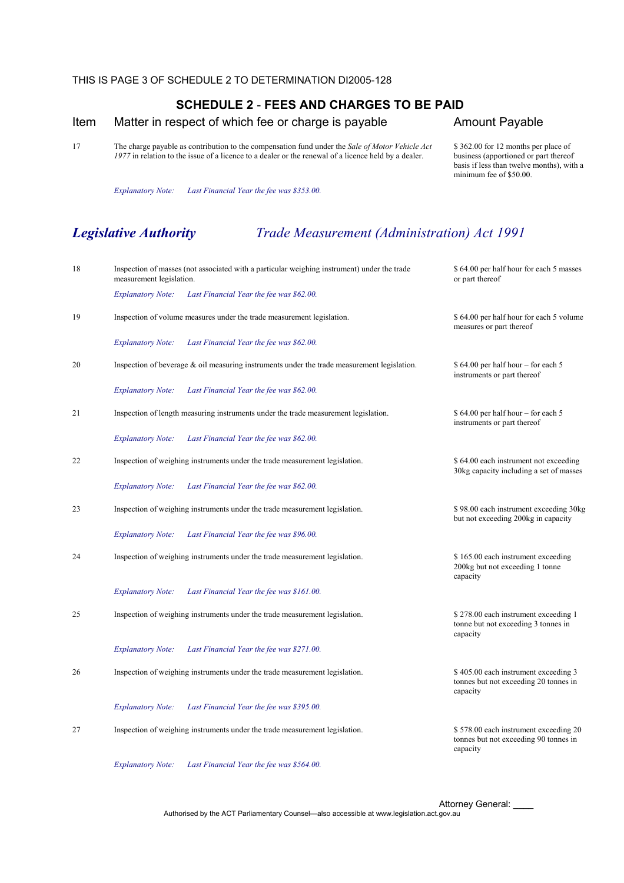THIS IS PAGE 3 OF SCHEDULE 2 TO DETERMINATION DI2005-128

## SCHEDULE 2 - FEES AND CHARGES TO BE PAID

| Item | Matter in respect of which fee or charge is payable | Amount Payable |
|---|---|---|
| 17 | The charge payable as contribution to the compensation fund under the *Sale of Motor Vehicle Act 1977* in relation to the issue of a licence to a dealer or the renewal of a licence held by a dealer. | $ 362.00 for 12 months per place of business (apportioned or part thereof basis if less than twelve months), with a minimum fee of $50.00. |
| | *Explanatory Note: Last Financial Year the fee was $353.00.* | |

## *Legislative Authority* *Trade Measurement (Administration) Act 1991*

| Item | Matter in respect of which fee or charge is payable | Amount Payable |
|---|---|---|
| 18 | Inspection of masses (not associated with a particular weighing instrument) under the trade measurement legislation. | $ 64.00 per half hour for each 5 masses or part thereof |
| | *Explanatory Note: Last Financial Year the fee was $62.00.* | |
| 19 | Inspection of volume measures under the trade measurement legislation. | $ 64.00 per half hour for each 5 volume measures or part thereof |
| | *Explanatory Note: Last Financial Year the fee was $62.00.* | |
| 20 | Inspection of beverage & oil measuring instruments under the trade measurement legislation. | $ 64.00 per half hour – for each 5 instruments or part thereof |
| | *Explanatory Note: Last Financial Year the fee was $62.00.* | |
| 21 | Inspection of length measuring instruments under the trade measurement legislation. | $ 64.00 per half hour – for each 5 instruments or part thereof |
| | *Explanatory Note: Last Financial Year the fee was $62.00.* | |
| 22 | Inspection of weighing instruments under the trade measurement legislation. | $ 64.00 each instrument not exceeding 30kg capacity including a set of masses |
| | *Explanatory Note: Last Financial Year the fee was $62.00.* | |
| 23 | Inspection of weighing instruments under the trade measurement legislation. | $ 98.00 each instrument exceeding 30kg but not exceeding 200kg in capacity |
| | *Explanatory Note: Last Financial Year the fee was $96.00.* | |
| 24 | Inspection of weighing instruments under the trade measurement legislation. | $ 165.00 each instrument exceeding 200kg but not exceeding 1 tonne capacity |
| | *Explanatory Note: Last Financial Year the fee was $161.00.* | |
| 25 | Inspection of weighing instruments under the trade measurement legislation. | $ 278.00 each instrument exceeding 1 tonne but not exceeding 3 tonnes in capacity |
| | *Explanatory Note: Last Financial Year the fee was $271.00.* | |
| 26 | Inspection of weighing instruments under the trade measurement legislation. | $ 405.00 each instrument exceeding 3 tonnes but not exceeding 20 tonnes in capacity |
| | *Explanatory Note: Last Financial Year the fee was $395.00.* | |
| 27 | Inspection of weighing instruments under the trade measurement legislation. | $ 578.00 each instrument exceeding 20 tonnes but not exceeding 90 tonnes in capacity |
| | *Explanatory Note: Last Financial Year the fee was $564.00.* | |

Attorney General: ____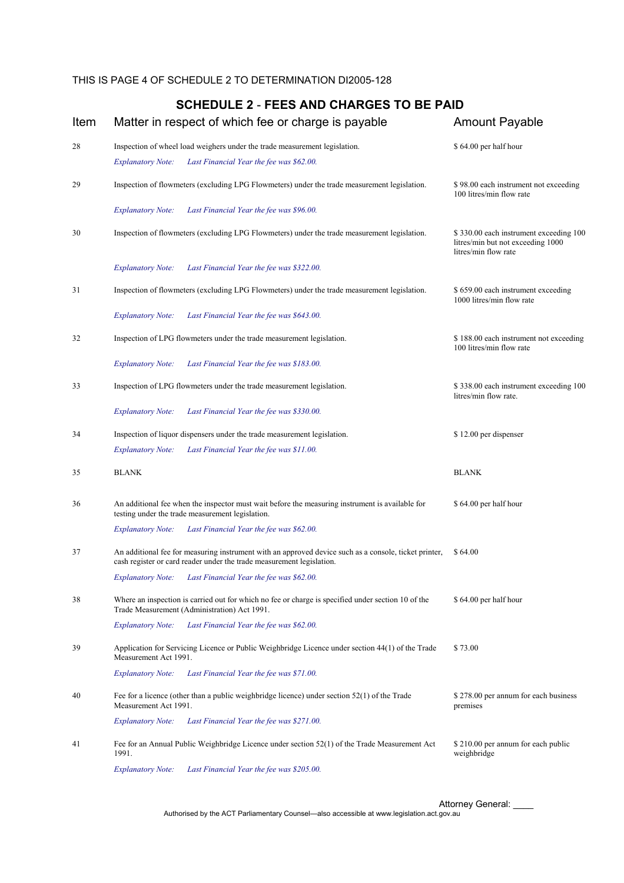THIS IS PAGE 4 OF SCHEDULE 2 TO DETERMINATION DI2005-128

## SCHEDULE 2 - FEES AND CHARGES TO BE PAID

| Item | Matter in respect of which fee or charge is payable | Amount Payable |
|---|---|---|
| 28 | Inspection of wheel load weighers under the trade measurement legislation.<br>*Explanatory Note: Last Financial Year the fee was $62.00.* | $ 64.00 per half hour |
| 29 | Inspection of flowmeters (excluding LPG Flowmeters) under the trade measurement legislation.<br>*Explanatory Note: Last Financial Year the fee was $96.00.* | $ 98.00 each instrument not exceeding 100 litres/min flow rate |
| 30 | Inspection of flowmeters (excluding LPG Flowmeters) under the trade measurement legislation.<br>*Explanatory Note: Last Financial Year the fee was $322.00.* | $ 330.00 each instrument exceeding 100 litres/min but not exceeding 1000 litres/min flow rate |
| 31 | Inspection of flowmeters (excluding LPG Flowmeters) under the trade measurement legislation.<br>*Explanatory Note: Last Financial Year the fee was $643.00.* | $ 659.00 each instrument exceeding 1000 litres/min flow rate |
| 32 | Inspection of LPG flowmeters under the trade measurement legislation.<br>*Explanatory Note: Last Financial Year the fee was $183.00.* | $ 188.00 each instrument not exceeding 100 litres/min flow rate |
| 33 | Inspection of LPG flowmeters under the trade measurement legislation.<br>*Explanatory Note: Last Financial Year the fee was $330.00.* | $ 338.00 each instrument exceeding 100 litres/min flow rate. |
| 34 | Inspection of liquor dispensers under the trade measurement legislation.<br>*Explanatory Note: Last Financial Year the fee was $11.00.* | $ 12.00 per dispenser |
| 35 | BLANK | BLANK |
| 36 | An additional fee when the inspector must wait before the measuring instrument is available for testing under the trade measurement legislation.<br>*Explanatory Note: Last Financial Year the fee was $62.00.* | $ 64.00 per half hour |
| 37 | An additional fee for measuring instrument with an approved device such as a console, ticket printer, cash register or card reader under the trade measurement legislation.<br>*Explanatory Note: Last Financial Year the fee was $62.00.* | $ 64.00 |
| 38 | Where an inspection is carried out for which no fee or charge is specified under section 10 of the Trade Measurement (Administration) Act 1991.<br>*Explanatory Note: Last Financial Year the fee was $62.00.* | $ 64.00 per half hour |
| 39 | Application for Servicing Licence or Public Weighbridge Licence under section 44(1) of the Trade Measurement Act 1991.<br>*Explanatory Note: Last Financial Year the fee was $71.00.* | $ 73.00 |
| 40 | Fee for a licence (other than a public weighbridge licence) under section 52(1) of the Trade Measurement Act 1991.<br>*Explanatory Note: Last Financial Year the fee was $271.00.* | $ 278.00 per annum for each business premises |
| 41 | Fee for an Annual Public Weighbridge Licence under section 52(1) of the Trade Measurement Act 1991.<br>*Explanatory Note: Last Financial Year the fee was $205.00.* | $ 210.00 per annum for each public weighbridge |

Attorney General: ____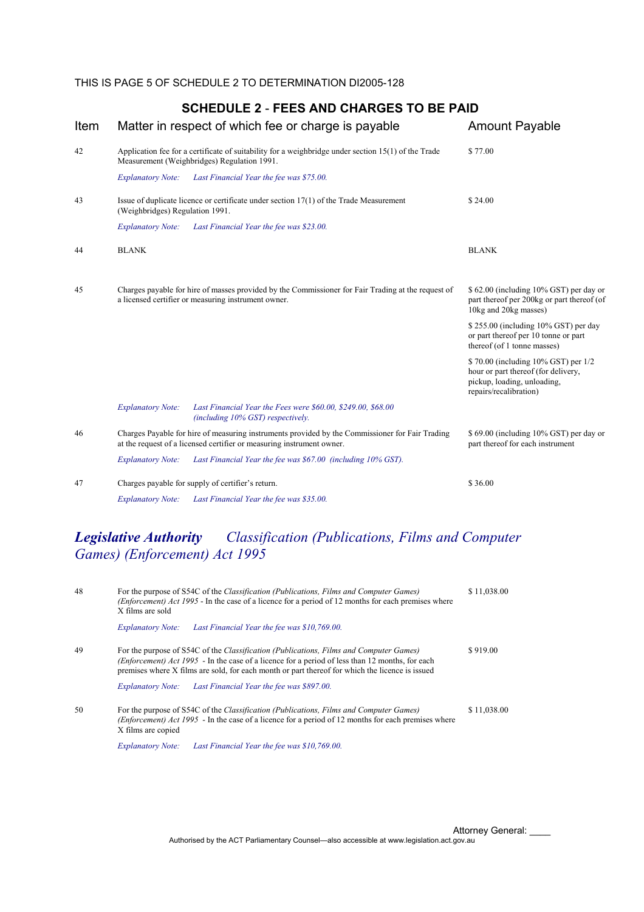THIS IS PAGE 5 OF SCHEDULE 2 TO DETERMINATION DI2005-128

## SCHEDULE 2 - FEES AND CHARGES TO BE PAID

| Item | Matter in respect of which fee or charge is payable | Amount Payable |
|---|---|---|
| 42 | Application fee for a certificate of suitability for a weighbridge under section 15(1) of the Trade Measurement (Weighbridges) Regulation 1991. | $ 77.00 |
| | *Explanatory Note: Last Financial Year the fee was $75.00.* | |
| 43 | Issue of duplicate licence or certificate under section 17(1) of the Trade Measurement (Weighbridges) Regulation 1991. | $ 24.00 |
| | *Explanatory Note: Last Financial Year the fee was $23.00.* | |
| 44 | BLANK | BLANK |
| 45 | Charges payable for hire of masses provided by the Commissioner for Fair Trading at the request of a licensed certifier or measuring instrument owner. | $ 62.00 (including 10% GST) per day or part thereof per 200kg or part thereof (of 10kg and 20kg masses) |
| | | $ 255.00 (including 10% GST) per day or part thereof per 10 tonne or part thereof (of 1 tonne masses) |
| | | $ 70.00 (including 10% GST) per 1/2 hour or part thereof (for delivery, pickup, loading, unloading, repairs/recalibration) |
| | *Explanatory Note: Last Financial Year the Fees were $60.00, $249.00, $68.00 (including 10% GST) respectively.* | |
| 46 | Charges Payable for hire of measuring instruments provided by the Commissioner for Fair Trading at the request of a licensed certifier or measuring instrument owner. | $ 69.00 (including 10% GST) per day or part thereof for each instrument |
| | *Explanatory Note: Last Financial Year the fee was $67.00 (including 10% GST).* | |
| 47 | Charges payable for supply of certifier's return. | $ 36.00 |
| | *Explanatory Note: Last Financial Year the fee was $35.00.* | |

## ***Legislative Authority*** *Classification (Publications, Films and Computer Games) (Enforcement) Act 1995*

| Item | Matter in respect of which fee or charge is payable | Amount Payable |
|---|---|---|
| 48 | For the purpose of S54C of the *Classification (Publications, Films and Computer Games) (Enforcement) Act 1995* - In the case of a licence for a period of 12 months for each premises where X films are sold | $ 11,038.00 |
| | *Explanatory Note: Last Financial Year the fee was $10,769.00.* | |
| 49 | For the purpose of S54C of the *Classification (Publications, Films and Computer Games) (Enforcement) Act 1995* - In the case of a licence for a period of less than 12 months, for each premises where X films are sold, for each month or part thereof for which the licence is issued | $ 919.00 |
| | *Explanatory Note: Last Financial Year the fee was $897.00.* | |
| 50 | For the purpose of S54C of the *Classification (Publications, Films and Computer Games) (Enforcement) Act 1995* - In the case of a licence for a period of 12 months for each premises where X films are copied | $ 11,038.00 |
| | *Explanatory Note: Last Financial Year the fee was $10,769.00.* | |

Attorney General: ____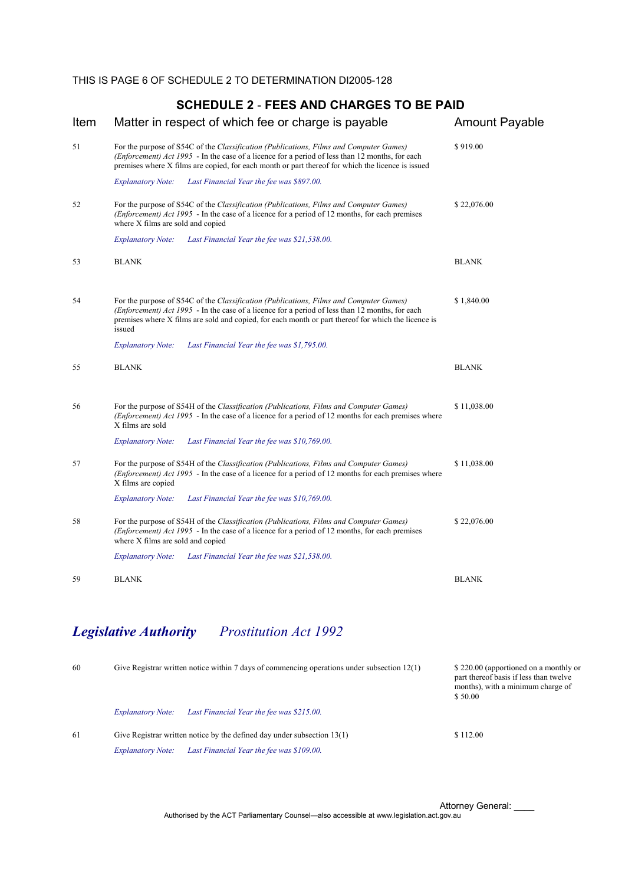THIS IS PAGE 6 OF SCHEDULE 2 TO DETERMINATION DI2005-128

## SCHEDULE 2 - FEES AND CHARGES TO BE PAID

| Item | Matter in respect of which fee or charge is payable | Amount Payable |
|---|---|---|
| 51 | For the purpose of S54C of the *Classification (Publications, Films and Computer Games) (Enforcement) Act 1995* - In the case of a licence for a period of less than 12 months, for each premises where X films are copied, for each month or part thereof for which the licence is issued | $ 919.00 |
| | *Explanatory Note: Last Financial Year the fee was $897.00.* | |
| 52 | For the purpose of S54C of the *Classification (Publications, Films and Computer Games) (Enforcement) Act 1995* - In the case of a licence for a period of 12 months, for each premises where X films are sold and copied | $ 22,076.00 |
| | *Explanatory Note: Last Financial Year the fee was $21,538.00.* | |
| 53 | BLANK | BLANK |
| 54 | For the purpose of S54C of the *Classification (Publications, Films and Computer Games) (Enforcement) Act 1995* - In the case of a licence for a period of less than 12 months, for each premises where X films are sold and copied, for each month or part thereof for which the licence is issued | $ 1,840.00 |
| | *Explanatory Note: Last Financial Year the fee was $1,795.00.* | |
| 55 | BLANK | BLANK |
| 56 | For the purpose of S54H of the *Classification (Publications, Films and Computer Games) (Enforcement) Act 1995* - In the case of a licence for a period of 12 months for each premises where X films are sold | $ 11,038.00 |
| | *Explanatory Note: Last Financial Year the fee was $10,769.00.* | |
| 57 | For the purpose of S54H of the *Classification (Publications, Films and Computer Games) (Enforcement) Act 1995* - In the case of a licence for a period of 12 months for each premises where X films are copied | $ 11,038.00 |
| | *Explanatory Note: Last Financial Year the fee was $10,769.00.* | |
| 58 | For the purpose of S54H of the *Classification (Publications, Films and Computer Games) (Enforcement) Act 1995* - In the case of a licence for a period of 12 months, for each premises where X films are sold and copied | $ 22,076.00 |
| | *Explanatory Note: Last Financial Year the fee was $21,538.00.* | |
| 59 | BLANK | BLANK |

## *Legislative Authority* *Prostitution Act 1992*

| Item | Matter in respect of which fee or charge is payable | Amount Payable |
|---|---|---|
| 60 | Give Registrar written notice within 7 days of commencing operations under subsection 12(1) | $ 220.00 (apportioned on a monthly or part thereof basis if less than twelve months), with a minimum charge of $ 50.00 |
| | *Explanatory Note: Last Financial Year the fee was $215.00.* | |
| 61 | Give Registrar written notice by the defined day under subsection 13(1) | $ 112.00 |
| | *Explanatory Note: Last Financial Year the fee was $109.00.* | |

Attorney General: ____

Authorised by the ACT Parliamentary Counsel—also accessible at www.legislation.act.gov.au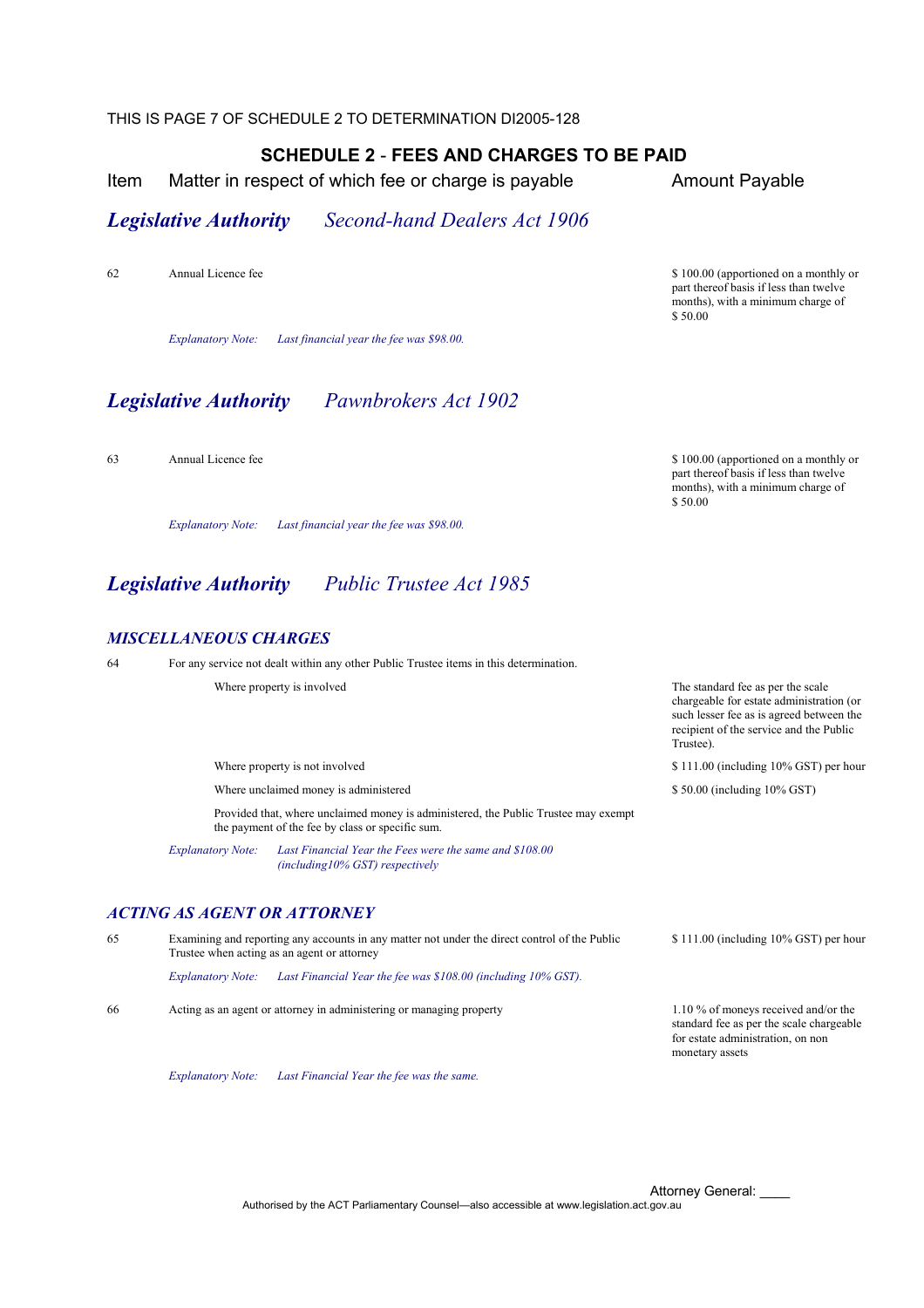THIS IS PAGE 7 OF SCHEDULE 2 TO DETERMINATION DI2005-128

## SCHEDULE 2 - FEES AND CHARGES TO BE PAID

| Item | Matter in respect of which fee or charge is payable | Amount Payable |
|---|---|---|

### *Legislative Authority Second-hand Dealers Act 1906*

| Item | Matter in respect of which fee or charge is payable | Amount Payable |
|---|---|---|
| 62 | Annual Licence fee | $ 100.00 (apportioned on a monthly or part thereof basis if less than twelve months), with a minimum charge of $ 50.00 |
| | *Explanatory Note: Last financial year the fee was $98.00.* | |

### *Legislative Authority Pawnbrokers Act 1902*

| Item | Matter in respect of which fee or charge is payable | Amount Payable |
|---|---|---|
| 63 | Annual Licence fee | $ 100.00 (apportioned on a monthly or part thereof basis if less than twelve months), with a minimum charge of $ 50.00 |
| | *Explanatory Note: Last financial year the fee was $98.00.* | |

### *Legislative Authority Public Trustee Act 1985*

#### *MISCELLANEOUS CHARGES*

| Item | Matter in respect of which fee or charge is payable | Amount Payable |
|---|---|---|
| 64 | For any service not dealt within any other Public Trustee items in this determination. | |
| | Where property is involved | The standard fee as per the scale chargeable for estate administration (or such lesser fee as is agreed between the recipient of the service and the Public Trustee). |
| | Where property is not involved | $ 111.00 (including 10% GST) per hour |
| | Where unclaimed money is administered | $ 50.00 (including 10% GST) |
| | Provided that, where unclaimed money is administered, the Public Trustee may exempt the payment of the fee by class or specific sum. | |
| | *Explanatory Note: Last Financial Year the Fees were the same and $108.00 (including10% GST) respectively* | |

#### *ACTING AS AGENT OR ATTORNEY*

| Item | Matter in respect of which fee or charge is payable | Amount Payable |
|---|---|---|
| 65 | Examining and reporting any accounts in any matter not under the direct control of the Public Trustee when acting as an agent or attorney | $ 111.00 (including 10% GST) per hour |
| | *Explanatory Note: Last Financial Year the fee was $108.00 (including 10% GST).* | |
| 66 | Acting as an agent or attorney in administering or managing property | 1.10 % of moneys received and/or the standard fee as per the scale chargeable for estate administration, on non monetary assets |
| | *Explanatory Note: Last Financial Year the fee was the same.* | |

Attorney General: ____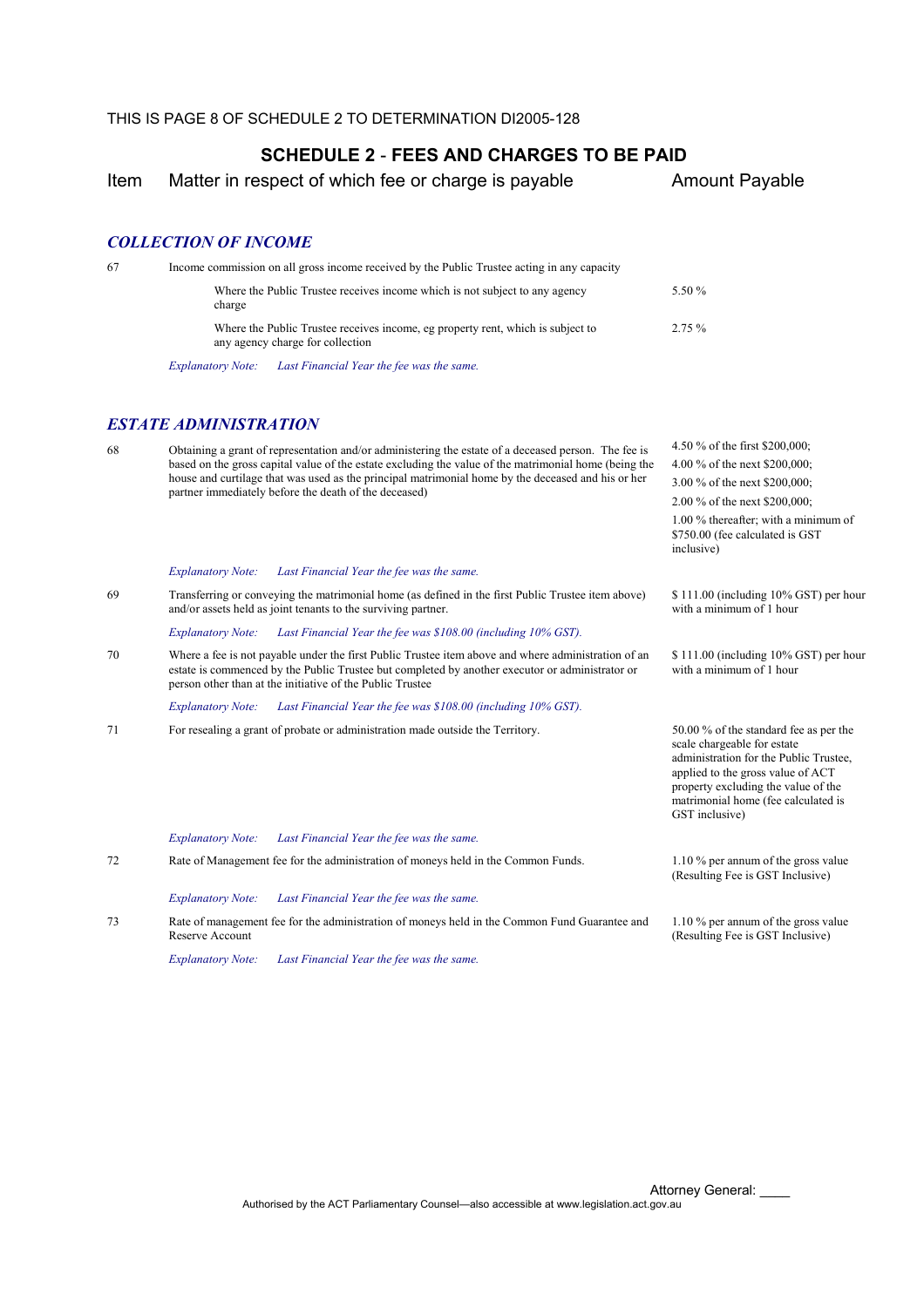THIS IS PAGE 8 OF SCHEDULE 2 TO DETERMINATION DI2005-128

## SCHEDULE 2 - FEES AND CHARGES TO BE PAID

| Item | Matter in respect of which fee or charge is payable | Amount Payable |
|---|---|---|

### *COLLECTION OF INCOME*

| Item | Matter in respect of which fee or charge is payable | Amount Payable |
|---|---|---|
| 67 | Income commission on all gross income received by the Public Trustee acting in any capacity | |
| | Where the Public Trustee receives income which is not subject to any agency charge | 5.50 % |
| | Where the Public Trustee receives income, eg property rent, which is subject to any agency charge for collection | 2.75 % |
| | *Explanatory Note: Last Financial Year the fee was the same.* | |

### *ESTATE ADMINISTRATION*

| Item | Matter in respect of which fee or charge is payable | Amount Payable |
|---|---|---|
| 68 | Obtaining a grant of representation and/or administering the estate of a deceased person. The fee is based on the gross capital value of the estate excluding the value of the matrimonial home (being the house and curtilage that was used as the principal matrimonial home by the deceased and his or her partner immediately before the death of the deceased) | 4.50 % of the first $200,000;<br>4.00 % of the next $200,000;<br>3.00 % of the next $200,000;<br>2.00 % of the next $200,000;<br>1.00 % thereafter; with a minimum of $750.00 (fee calculated is GST inclusive) |
| | *Explanatory Note: Last Financial Year the fee was the same.* | |
| 69 | Transferring or conveying the matrimonial home (as defined in the first Public Trustee item above) and/or assets held as joint tenants to the surviving partner. | $ 111.00 (including 10% GST) per hour with a minimum of 1 hour |
| | *Explanatory Note: Last Financial Year the fee was $108.00 (including 10% GST).* | |
| 70 | Where a fee is not payable under the first Public Trustee item above and where administration of an estate is commenced by the Public Trustee but completed by another executor or administrator or person other than at the initiative of the Public Trustee | $ 111.00 (including 10% GST) per hour with a minimum of 1 hour |
| | *Explanatory Note: Last Financial Year the fee was $108.00 (including 10% GST).* | |
| 71 | For resealing a grant of probate or administration made outside the Territory. | 50.00 % of the standard fee as per the scale chargeable for estate administration for the Public Trustee, applied to the gross value of ACT property excluding the value of the matrimonial home (fee calculated is GST inclusive) |
| | *Explanatory Note: Last Financial Year the fee was the same.* | |
| 72 | Rate of Management fee for the administration of moneys held in the Common Funds. | 1.10 % per annum of the gross value (Resulting Fee is GST Inclusive) |
| | *Explanatory Note: Last Financial Year the fee was the same.* | |
| 73 | Rate of management fee for the administration of moneys held in the Common Fund Guarantee and Reserve Account | 1.10 % per annum of the gross value (Resulting Fee is GST Inclusive) |
| | *Explanatory Note: Last Financial Year the fee was the same.* | |

Attorney General: ____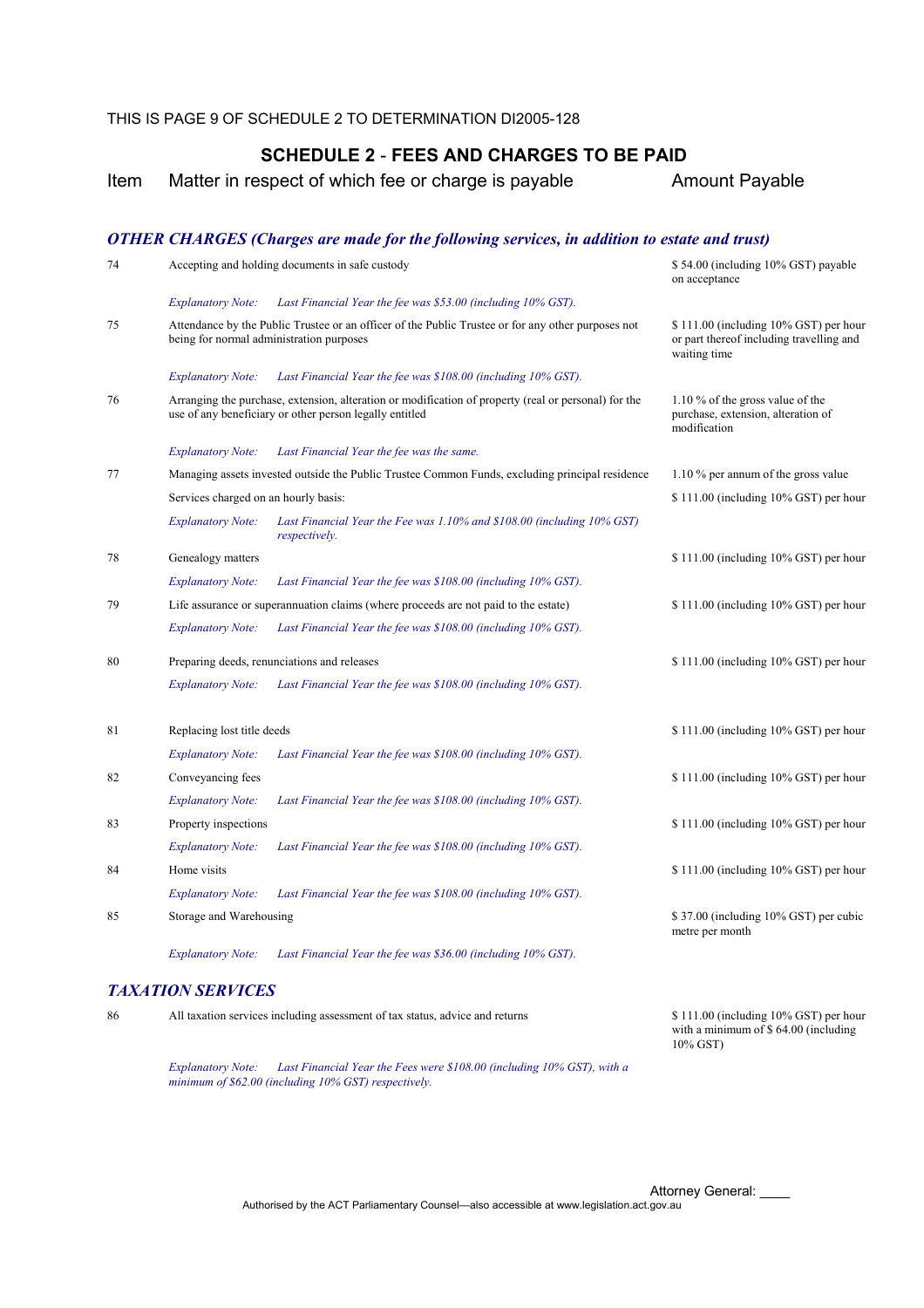THIS IS PAGE 9 OF SCHEDULE 2 TO DETERMINATION DI2005-128

## SCHEDULE 2 - FEES AND CHARGES TO BE PAID

| Item | Matter in respect of which fee or charge is payable | Amount Payable |
|---|---|---|
| | ***OTHER CHARGES (Charges are made for the following services, in addition to estate and trust)*** | |
| 74 | Accepting and holding documents in safe custody | $ 54.00 (including 10% GST) payable on acceptance |
| | *Explanatory Note: Last Financial Year the fee was $53.00 (including 10% GST).* | |
| 75 | Attendance by the Public Trustee or an officer of the Public Trustee or for any other purposes not being for normal administration purposes | $ 111.00 (including 10% GST) per hour or part thereof including travelling and waiting time |
| | *Explanatory Note: Last Financial Year the fee was $108.00 (including 10% GST).* | |
| 76 | Arranging the purchase, extension, alteration or modification of property (real or personal) for the use of any beneficiary or other person legally entitled | 1.10 % of the gross value of the purchase, extension, alteration of modification |
| | *Explanatory Note: Last Financial Year the fee was the same.* | |
| 77 | Managing assets invested outside the Public Trustee Common Funds, excluding principal residence | 1.10 % per annum of the gross value |
| | Services charged on an hourly basis: | $ 111.00 (including 10% GST) per hour |
| | *Explanatory Note: Last Financial Year the Fee was 1.10% and $108.00 (including 10% GST) respectively.* | |
| 78 | Genealogy matters | $ 111.00 (including 10% GST) per hour |
| | *Explanatory Note: Last Financial Year the fee was $108.00 (including 10% GST).* | |
| 79 | Life assurance or superannuation claims (where proceeds are not paid to the estate) | $ 111.00 (including 10% GST) per hour |
| | *Explanatory Note: Last Financial Year the fee was $108.00 (including 10% GST).* | |
| 80 | Preparing deeds, renunciations and releases | $ 111.00 (including 10% GST) per hour |
| | *Explanatory Note: Last Financial Year the fee was $108.00 (including 10% GST).* | |
| 81 | Replacing lost title deeds | $ 111.00 (including 10% GST) per hour |
| | *Explanatory Note: Last Financial Year the fee was $108.00 (including 10% GST).* | |
| 82 | Conveyancing fees | $ 111.00 (including 10% GST) per hour |
| | *Explanatory Note: Last Financial Year the fee was $108.00 (including 10% GST).* | |
| 83 | Property inspections | $ 111.00 (including 10% GST) per hour |
| | *Explanatory Note: Last Financial Year the fee was $108.00 (including 10% GST).* | |
| 84 | Home visits | $ 111.00 (including 10% GST) per hour |
| | *Explanatory Note: Last Financial Year the fee was $108.00 (including 10% GST).* | |
| 85 | Storage and Warehousing | $ 37.00 (including 10% GST) per cubic metre per month |
| | *Explanatory Note: Last Financial Year the fee was $36.00 (including 10% GST).* | |
| | ***TAXATION SERVICES*** | |
| 86 | All taxation services including assessment of tax status, advice and returns | $ 111.00 (including 10% GST) per hour with a minimum of $ 64.00 (including 10% GST) |
| | *Explanatory Note: Last Financial Year the Fees were $108.00 (including 10% GST), with a minimum of $62.00 (including 10% GST) respectively.* | |

Attorney General: ____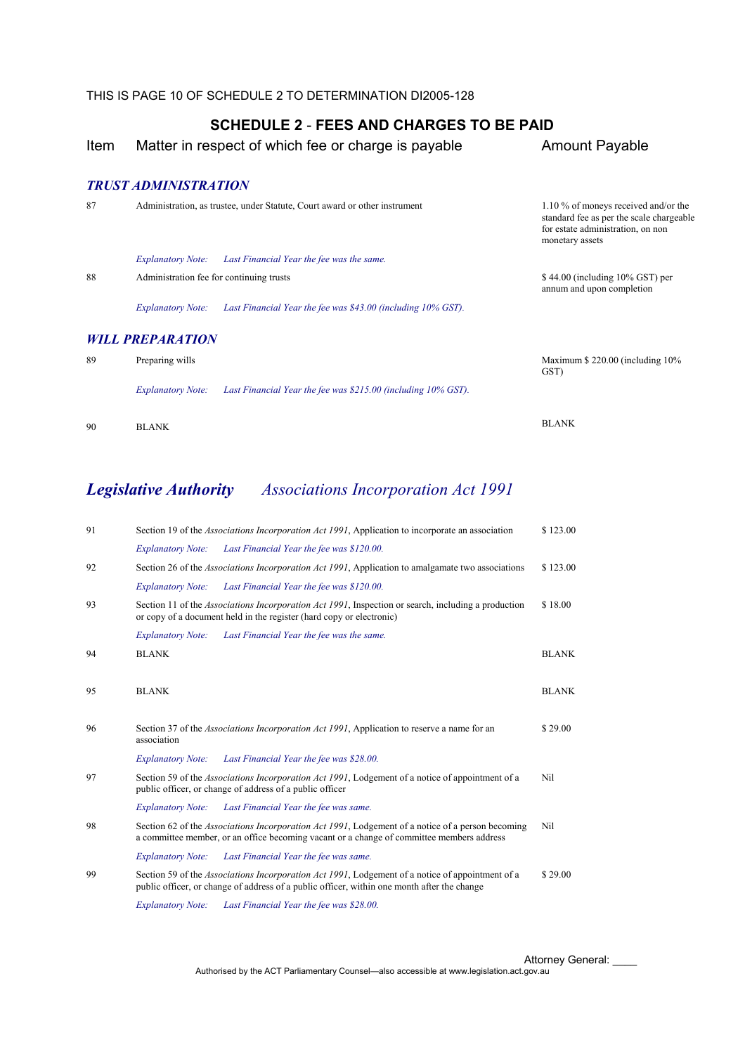THIS IS PAGE 10 OF SCHEDULE 2 TO DETERMINATION DI2005-128

## SCHEDULE 2 - FEES AND CHARGES TO BE PAID

| Item | Matter in respect of which fee or charge is payable | Amount Payable |
|---|---|---|
| | ***TRUST ADMINISTRATION*** | |
| 87 | Administration, as trustee, under Statute, Court award or other instrument | 1.10 % of moneys received and/or the standard fee as per the scale chargeable for estate administration, on non monetary assets |
| | *Explanatory Note: Last Financial Year the fee was the same.* | |
| 88 | Administration fee for continuing trusts | $ 44.00 (including 10% GST) per annum and upon completion |
| | *Explanatory Note: Last Financial Year the fee was $43.00 (including 10% GST).* | |
| | ***WILL PREPARATION*** | |
| 89 | Preparing wills | Maximum $ 220.00 (including 10% GST) |
| | *Explanatory Note: Last Financial Year the fee was $215.00 (including 10% GST).* | |
| 90 | BLANK | BLANK |

## *Legislative Authority* *Associations Incorporation Act 1991*

| Item | Matter in respect of which fee or charge is payable | Amount Payable |
|---|---|---|
| 91 | Section 19 of the *Associations Incorporation Act 1991*, Application to incorporate an association | $ 123.00 |
| | *Explanatory Note: Last Financial Year the fee was $120.00.* | |
| 92 | Section 26 of the *Associations Incorporation Act 1991*, Application to amalgamate two associations | $ 123.00 |
| | *Explanatory Note: Last Financial Year the fee was $120.00.* | |
| 93 | Section 11 of the *Associations Incorporation Act 1991*, Inspection or search, including a production or copy of a document held in the register (hard copy or electronic) | $ 18.00 |
| | *Explanatory Note: Last Financial Year the fee was the same.* | |
| 94 | BLANK | BLANK |
| 95 | BLANK | BLANK |
| 96 | Section 37 of the *Associations Incorporation Act 1991*, Application to reserve a name for an association | $ 29.00 |
| | *Explanatory Note: Last Financial Year the fee was $28.00.* | |
| 97 | Section 59 of the *Associations Incorporation Act 1991*, Lodgement of a notice of appointment of a public officer, or change of address of a public officer | Nil |
| | *Explanatory Note: Last Financial Year the fee was same.* | |
| 98 | Section 62 of the *Associations Incorporation Act 1991*, Lodgement of a notice of a person becoming a committee member, or an office becoming vacant or a change of committee members address | Nil |
| | *Explanatory Note: Last Financial Year the fee was same.* | |
| 99 | Section 59 of the *Associations Incorporation Act 1991*, Lodgement of a notice of appointment of a public officer, or change of address of a public officer, within one month after the change | $ 29.00 |
| | *Explanatory Note: Last Financial Year the fee was $28.00.* | |

Attorney General: ____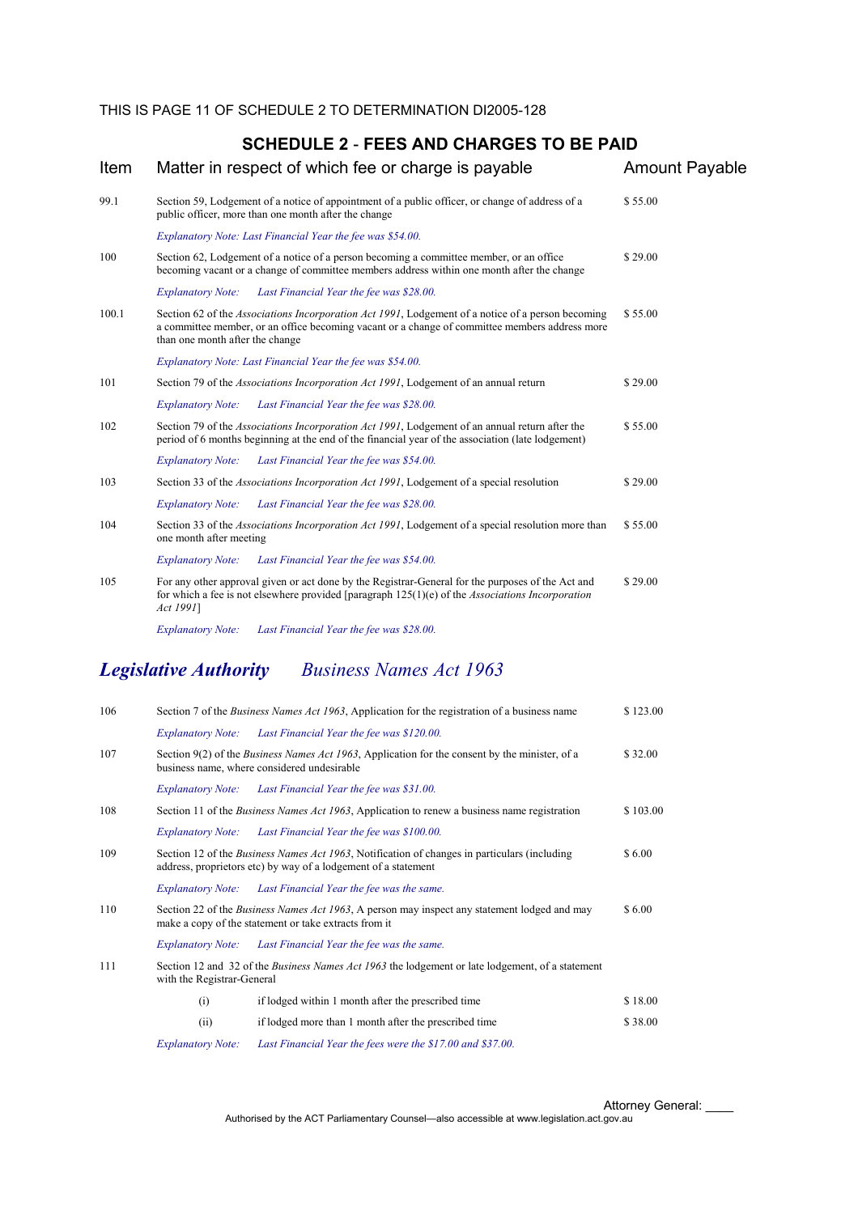THIS IS PAGE 11 OF SCHEDULE 2 TO DETERMINATION DI2005-128

## SCHEDULE 2 - FEES AND CHARGES TO BE PAID

| Item | Matter in respect of which fee or charge is payable | Amount Payable |
|---|---|---|
| 99.1 | Section 59, Lodgement of a notice of appointment of a public officer, or change of address of a public officer, more than one month after the change | $ 55.00 |
| | *Explanatory Note: Last Financial Year the fee was $54.00.* | |
| 100 | Section 62, Lodgement of a notice of a person becoming a committee member, or an office becoming vacant or a change of committee members address within one month after the change | $ 29.00 |
| | *Explanatory Note: Last Financial Year the fee was $28.00.* | |
| 100.1 | Section 62 of the *Associations Incorporation Act 1991*, Lodgement of a notice of a person becoming a committee member, or an office becoming vacant or a change of committee members address more than one month after the change | $ 55.00 |
| | *Explanatory Note: Last Financial Year the fee was $54.00.* | |
| 101 | Section 79 of the *Associations Incorporation Act 1991*, Lodgement of an annual return | $ 29.00 |
| | *Explanatory Note: Last Financial Year the fee was $28.00.* | |
| 102 | Section 79 of the *Associations Incorporation Act 1991*, Lodgement of an annual return after the period of 6 months beginning at the end of the financial year of the association (late lodgement) | $ 55.00 |
| | *Explanatory Note: Last Financial Year the fee was $54.00.* | |
| 103 | Section 33 of the *Associations Incorporation Act 1991*, Lodgement of a special resolution | $ 29.00 |
| | *Explanatory Note: Last Financial Year the fee was $28.00.* | |
| 104 | Section 33 of the *Associations Incorporation Act 1991*, Lodgement of a special resolution more than one month after meeting | $ 55.00 |
| | *Explanatory Note: Last Financial Year the fee was $54.00.* | |
| 105 | For any other approval given or act done by the Registrar-General for the purposes of the Act and for which a fee is not elsewhere provided [paragraph 125(1)(e) of the *Associations Incorporation Act 1991*] | $ 29.00 |
| | *Explanatory Note: Last Financial Year the fee was $28.00.* | |

## *Legislative Authority Business Names Act 1963*

| Item | Matter in respect of which fee or charge is payable | Amount Payable |
|---|---|---|
| 106 | Section 7 of the *Business Names Act 1963*, Application for the registration of a business name | $ 123.00 |
| | *Explanatory Note: Last Financial Year the fee was $120.00.* | |
| 107 | Section 9(2) of the *Business Names Act 1963*, Application for the consent by the minister, of a business name, where considered undesirable | $ 32.00 |
| | *Explanatory Note: Last Financial Year the fee was $31.00.* | |
| 108 | Section 11 of the *Business Names Act 1963*, Application to renew a business name registration | $ 103.00 |
| | *Explanatory Note: Last Financial Year the fee was $100.00.* | |
| 109 | Section 12 of the *Business Names Act 1963*, Notification of changes in particulars (including address, proprietors etc) by way of a lodgement of a statement | $ 6.00 |
| | *Explanatory Note: Last Financial Year the fee was the same.* | |
| 110 | Section 22 of the *Business Names Act 1963*, A person may inspect any statement lodged and may make a copy of the statement or take extracts from it | $ 6.00 |
| | *Explanatory Note: Last Financial Year the fee was the same.* | |
| 111 | Section 12 and 32 of the *Business Names Act 1963* the lodgement or late lodgement, of a statement with the Registrar-General | |
| | (i) if lodged within 1 month after the prescribed time | $ 18.00 |
| | (ii) if lodged more than 1 month after the prescribed time | $ 38.00 |
| | *Explanatory Note: Last Financial Year the fees were the $17.00 and $37.00.* | |

Attorney General: ____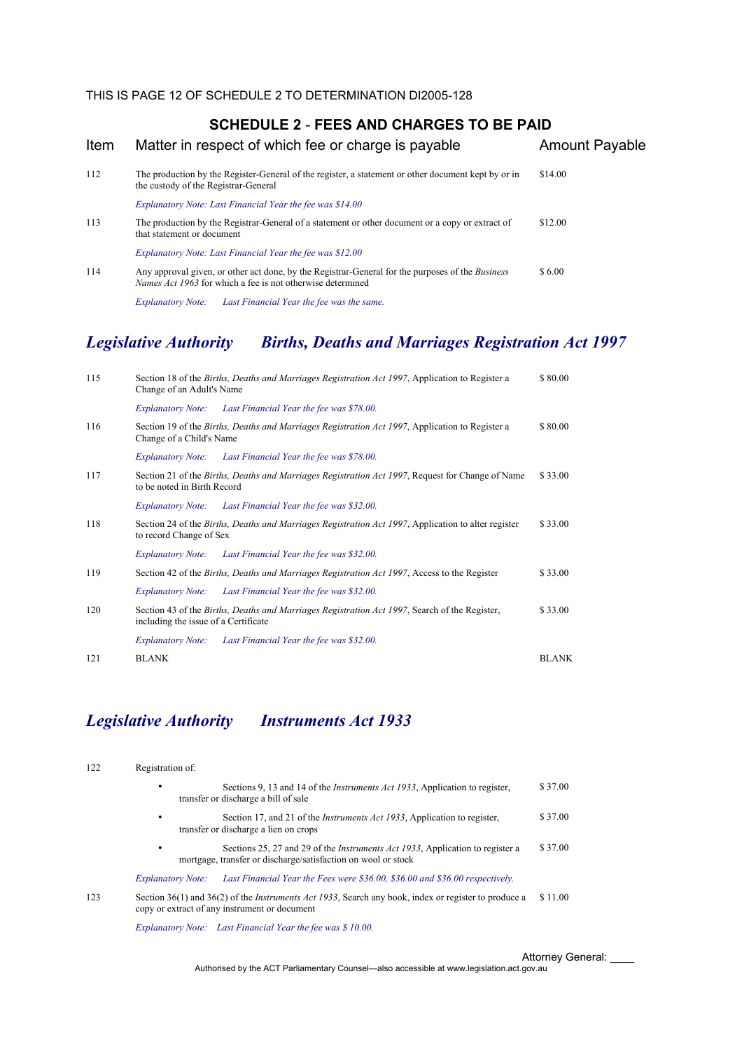THIS IS PAGE 12 OF SCHEDULE 2 TO DETERMINATION DI2005-128

## SCHEDULE 2 - FEES AND CHARGES TO BE PAID

| Item | Matter in respect of which fee or charge is payable | Amount Payable |
|---|---|---|
| 112 | The production by the Register-General of the register, a statement or other document kept by or in the custody of the Registrar-General | $14.00 |
| | *Explanatory Note: Last Financial Year the fee was $14.00* | |
| 113 | The production by the Registrar-General of a statement or other document or a copy or extract of that statement or document | $12.00 |
| | *Explanatory Note: Last Financial Year the fee was $12.00* | |
| 114 | Any approval given, or other act done, by the Registrar-General for the purposes of the *Business Names Act 1963* for which a fee is not otherwise determined | $ 6.00 |
| | *Explanatory Note: Last Financial Year the fee was the same.* | |

## *Legislative Authority Births, Deaths and Marriages Registration Act 1997*

| Item | Matter in respect of which fee or charge is payable | Amount Payable |
|---|---|---|
| 115 | Section 18 of the *Births, Deaths and Marriages Registration Act 1997*, Application to Register a Change of an Adult's Name | $ 80.00 |
| | *Explanatory Note: Last Financial Year the fee was $78.00.* | |
| 116 | Section 19 of the *Births, Deaths and Marriages Registration Act 1997*, Application to Register a Change of a Child's Name | $ 80.00 |
| | *Explanatory Note: Last Financial Year the fee was $78.00.* | |
| 117 | Section 21 of the *Births, Deaths and Marriages Registration Act 1997*, Request for Change of Name to be noted in Birth Record | $ 33.00 |
| | *Explanatory Note: Last Financial Year the fee was $32.00.* | |
| 118 | Section 24 of the *Births, Deaths and Marriages Registration Act 1997*, Application to alter register to record Change of Sex | $ 33.00 |
| | *Explanatory Note: Last Financial Year the fee was $32.00.* | |
| 119 | Section 42 of the *Births, Deaths and Marriages Registration Act 1997*, Access to the Register | $ 33.00 |
| | *Explanatory Note: Last Financial Year the fee was $32.00.* | |
| 120 | Section 43 of the *Births, Deaths and Marriages Registration Act 1997*, Search of the Register, including the issue of a Certificate | $ 33.00 |
| | *Explanatory Note: Last Financial Year the fee was $32.00.* | |
| 121 | BLANK | BLANK |

## *Legislative Authority Instruments Act 1933*

| Item | Matter in respect of which fee or charge is payable | Amount Payable |
|---|---|---|
| 122 | Registration of: | |
| | • Sections 9, 13 and 14 of the *Instruments Act 1933*, Application to register, transfer or discharge a bill of sale | $ 37.00 |
| | • Section 17, and 21 of the *Instruments Act 1933*, Application to register, transfer or discharge a lien on crops | $ 37.00 |
| | • Sections 25, 27 and 29 of the *Instruments Act 1933*, Application to register a mortgage, transfer or discharge/satisfaction on wool or stock | $ 37.00 |
| | *Explanatory Note: Last Financial Year the Fees were $36.00, $36.00 and $36.00 respectively.* | |
| 123 | Section 36(1) and 36(2) of the *Instruments Act 1933*, Search any book, index or register to produce a copy or extract of any instrument or document | $ 11.00 |
| | *Explanatory Note: Last Financial Year the fee was $ 10.00.* | |

Attorney General: ____

Authorised by the ACT Parliamentary Counsel—also accessible at www.legislation.act.gov.au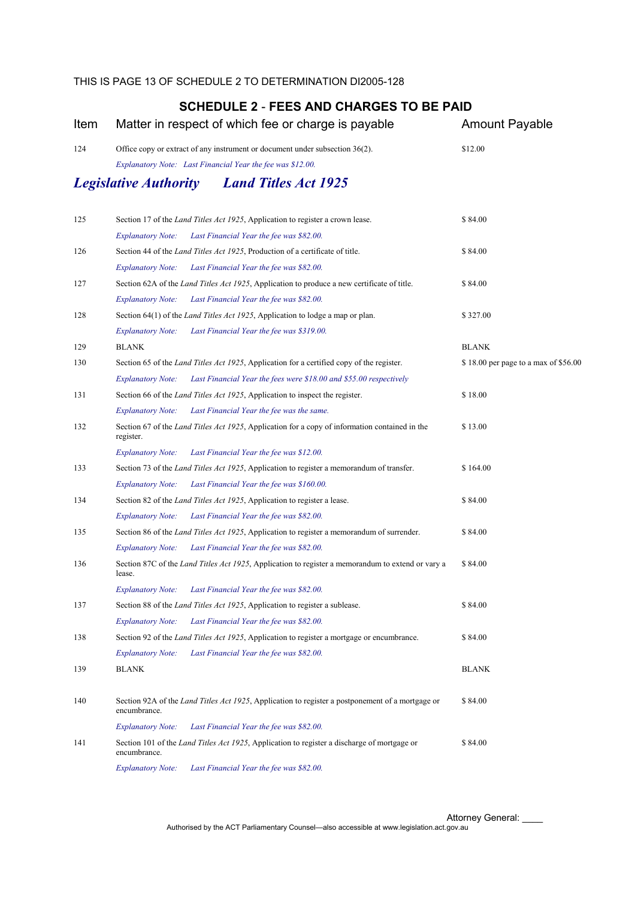THIS IS PAGE 13 OF SCHEDULE 2 TO DETERMINATION DI2005-128

## SCHEDULE 2 - FEES AND CHARGES TO BE PAID

| Item | Matter in respect of which fee or charge is payable | Amount Payable |
|---|---|---|
| 124 | Office copy or extract of any instrument or document under subsection 36(2). | $12.00 |
| | *Explanatory Note: Last Financial Year the fee was $12.00.* | |

### *Legislative Authority Land Titles Act 1925*

| Item | Matter in respect of which fee or charge is payable | Amount Payable |
|---|---|---|
| 125 | Section 17 of the *Land Titles Act 1925*, Application to register a crown lease. | $ 84.00 |
| | *Explanatory Note: Last Financial Year the fee was $82.00.* | |
| 126 | Section 44 of the *Land Titles Act 1925*, Production of a certificate of title. | $ 84.00 |
| | *Explanatory Note: Last Financial Year the fee was $82.00.* | |
| 127 | Section 62A of the *Land Titles Act 1925*, Application to produce a new certificate of title. | $ 84.00 |
| | *Explanatory Note: Last Financial Year the fee was $82.00.* | |
| 128 | Section 64(1) of the *Land Titles Act 1925*, Application to lodge a map or plan. | $ 327.00 |
| | *Explanatory Note: Last Financial Year the fee was $319.00.* | |
| 129 | BLANK | BLANK |
| 130 | Section 65 of the *Land Titles Act 1925*, Application for a certified copy of the register. | $ 18.00 per page to a max of $56.00 |
| | *Explanatory Note: Last Financial Year the fees were $18.00 and $55.00 respectively* | |
| 131 | Section 66 of the *Land Titles Act 1925*, Application to inspect the register. | $ 18.00 |
| | *Explanatory Note: Last Financial Year the fee was the same.* | |
| 132 | Section 67 of the *Land Titles Act 1925*, Application for a copy of information contained in the register. | $ 13.00 |
| | *Explanatory Note: Last Financial Year the fee was $12.00.* | |
| 133 | Section 73 of the *Land Titles Act 1925*, Application to register a memorandum of transfer. | $ 164.00 |
| | *Explanatory Note: Last Financial Year the fee was $160.00.* | |
| 134 | Section 82 of the *Land Titles Act 1925*, Application to register a lease. | $ 84.00 |
| | *Explanatory Note: Last Financial Year the fee was $82.00.* | |
| 135 | Section 86 of the *Land Titles Act 1925*, Application to register a memorandum of surrender. | $ 84.00 |
| | *Explanatory Note: Last Financial Year the fee was $82.00.* | |
| 136 | Section 87C of the *Land Titles Act 1925*, Application to register a memorandum to extend or vary a lease. | $ 84.00 |
| | *Explanatory Note: Last Financial Year the fee was $82.00.* | |
| 137 | Section 88 of the *Land Titles Act 1925*, Application to register a sublease. | $ 84.00 |
| | *Explanatory Note: Last Financial Year the fee was $82.00.* | |
| 138 | Section 92 of the *Land Titles Act 1925*, Application to register a mortgage or encumbrance. | $ 84.00 |
| | *Explanatory Note: Last Financial Year the fee was $82.00.* | |
| 139 | BLANK | BLANK |
| 140 | Section 92A of the *Land Titles Act 1925*, Application to register a postponement of a mortgage or encumbrance. | $ 84.00 |
| | *Explanatory Note: Last Financial Year the fee was $82.00.* | |
| 141 | Section 101 of the *Land Titles Act 1925*, Application to register a discharge of mortgage or encumbrance. | $ 84.00 |
| | *Explanatory Note: Last Financial Year the fee was $82.00.* | |

Attorney General: ____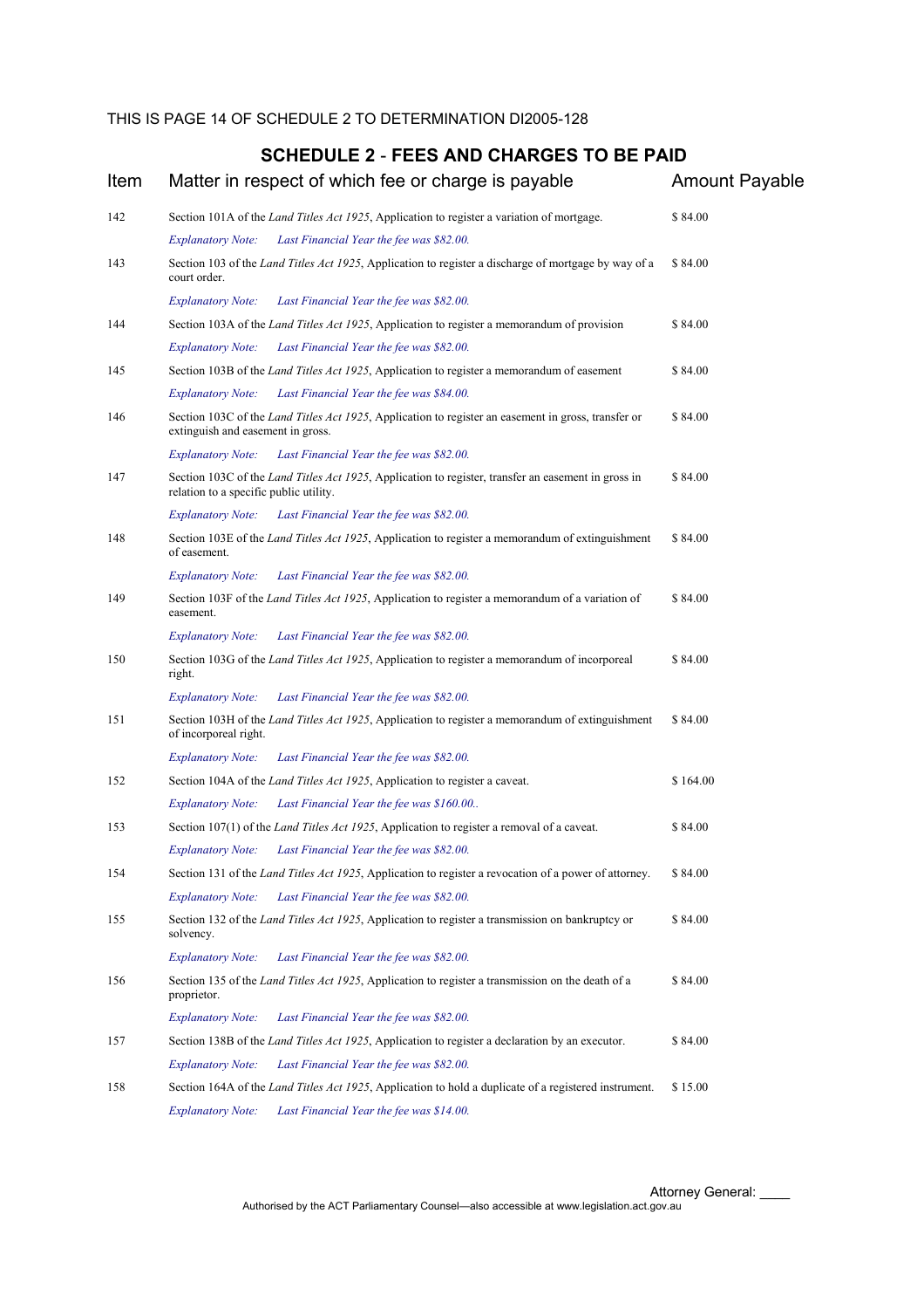THIS IS PAGE 14 OF SCHEDULE 2 TO DETERMINATION DI2005-128

## SCHEDULE 2 - FEES AND CHARGES TO BE PAID

| Item | Matter in respect of which fee or charge is payable | Amount Payable |
|---|---|---|
| 142 | Section 101A of the *Land Titles Act 1925*, Application to register a variation of mortgage. | $ 84.00 |
| | *Explanatory Note: Last Financial Year the fee was $82.00.* | |
| 143 | Section 103 of the *Land Titles Act 1925*, Application to register a discharge of mortgage by way of a court order. | $ 84.00 |
| | *Explanatory Note: Last Financial Year the fee was $82.00.* | |
| 144 | Section 103A of the *Land Titles Act 1925*, Application to register a memorandum of provision | $ 84.00 |
| | *Explanatory Note: Last Financial Year the fee was $82.00.* | |
| 145 | Section 103B of the *Land Titles Act 1925*, Application to register a memorandum of easement | $ 84.00 |
| | *Explanatory Note: Last Financial Year the fee was $84.00.* | |
| 146 | Section 103C of the *Land Titles Act 1925*, Application to register an easement in gross, transfer or extinguish and easement in gross. | $ 84.00 |
| | *Explanatory Note: Last Financial Year the fee was $82.00.* | |
| 147 | Section 103C of the *Land Titles Act 1925*, Application to register, transfer an easement in gross in relation to a specific public utility. | $ 84.00 |
| | *Explanatory Note: Last Financial Year the fee was $82.00.* | |
| 148 | Section 103E of the *Land Titles Act 1925*, Application to register a memorandum of extinguishment of easement. | $ 84.00 |
| | *Explanatory Note: Last Financial Year the fee was $82.00.* | |
| 149 | Section 103F of the *Land Titles Act 1925*, Application to register a memorandum of a variation of easement. | $ 84.00 |
| | *Explanatory Note: Last Financial Year the fee was $82.00.* | |
| 150 | Section 103G of the *Land Titles Act 1925*, Application to register a memorandum of incorporeal right. | $ 84.00 |
| | *Explanatory Note: Last Financial Year the fee was $82.00.* | |
| 151 | Section 103H of the *Land Titles Act 1925*, Application to register a memorandum of extinguishment of incorporeal right. | $ 84.00 |
| | *Explanatory Note: Last Financial Year the fee was $82.00.* | |
| 152 | Section 104A of the *Land Titles Act 1925*, Application to register a caveat. | $ 164.00 |
| | *Explanatory Note: Last Financial Year the fee was $160.00..* | |
| 153 | Section 107(1) of the *Land Titles Act 1925*, Application to register a removal of a caveat. | $ 84.00 |
| | *Explanatory Note: Last Financial Year the fee was $82.00.* | |
| 154 | Section 131 of the *Land Titles Act 1925*, Application to register a revocation of a power of attorney. | $ 84.00 |
| | *Explanatory Note: Last Financial Year the fee was $82.00.* | |
| 155 | Section 132 of the *Land Titles Act 1925*, Application to register a transmission on bankruptcy or solvency. | $ 84.00 |
| | *Explanatory Note: Last Financial Year the fee was $82.00.* | |
| 156 | Section 135 of the *Land Titles Act 1925*, Application to register a transmission on the death of a proprietor. | $ 84.00 |
| | *Explanatory Note: Last Financial Year the fee was $82.00.* | |
| 157 | Section 138B of the *Land Titles Act 1925*, Application to register a declaration by an executor. | $ 84.00 |
| | *Explanatory Note: Last Financial Year the fee was $82.00.* | |
| 158 | Section 164A of the *Land Titles Act 1925*, Application to hold a duplicate of a registered instrument. | $ 15.00 |
| | *Explanatory Note: Last Financial Year the fee was $14.00.* | |

Attorney General: ____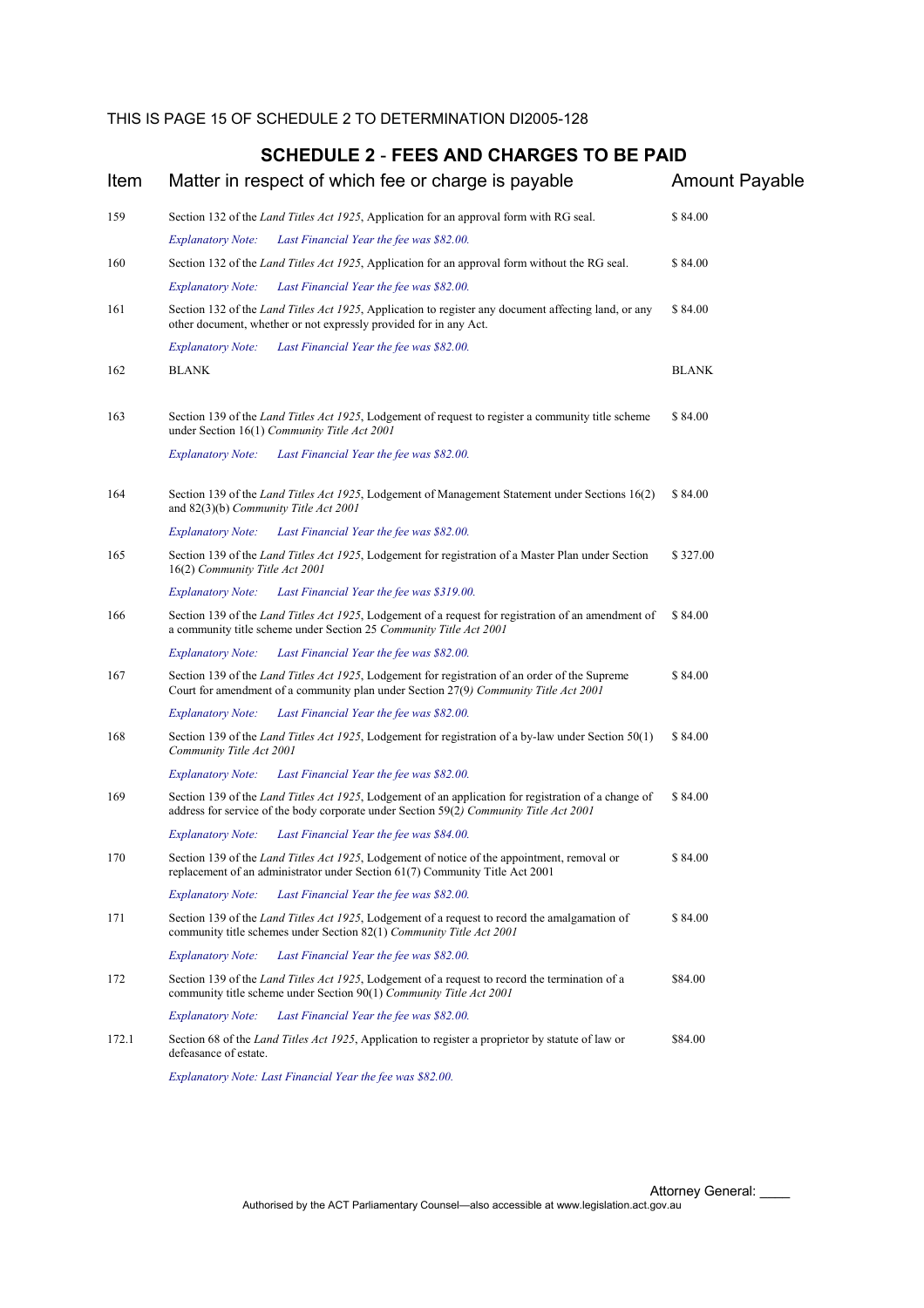THIS IS PAGE 15 OF SCHEDULE 2 TO DETERMINATION DI2005-128

## SCHEDULE 2 - FEES AND CHARGES TO BE PAID

| Item | Matter in respect of which fee or charge is payable | Amount Payable |
|---|---|---|
| 159 | Section 132 of the *Land Titles Act 1925*, Application for an approval form with RG seal. | $ 84.00 |
| | *Explanatory Note: Last Financial Year the fee was $82.00.* | |
| 160 | Section 132 of the *Land Titles Act 1925*, Application for an approval form without the RG seal. | $ 84.00 |
| | *Explanatory Note: Last Financial Year the fee was $82.00.* | |
| 161 | Section 132 of the *Land Titles Act 1925*, Application to register any document affecting land, or any other document, whether or not expressly provided for in any Act. | $ 84.00 |
| | *Explanatory Note: Last Financial Year the fee was $82.00.* | |
| 162 | BLANK | BLANK |
| 163 | Section 139 of the *Land Titles Act 1925*, Lodgement of request to register a community title scheme under Section 16(1) *Community Title Act 2001* | $ 84.00 |
| | *Explanatory Note: Last Financial Year the fee was $82.00.* | |
| 164 | Section 139 of the *Land Titles Act 1925*, Lodgement of Management Statement under Sections 16(2) and 82(3)(b) *Community Title Act 2001* | $ 84.00 |
| | *Explanatory Note: Last Financial Year the fee was $82.00.* | |
| 165 | Section 139 of the *Land Titles Act 1925*, Lodgement for registration of a Master Plan under Section 16(2) *Community Title Act 2001* | $ 327.00 |
| | *Explanatory Note: Last Financial Year the fee was $319.00.* | |
| 166 | Section 139 of the *Land Titles Act 1925*, Lodgement of a request for registration of an amendment of a community title scheme under Section 25 *Community Title Act 2001* | $ 84.00 |
| | *Explanatory Note: Last Financial Year the fee was $82.00.* | |
| 167 | Section 139 of the *Land Titles Act 1925*, Lodgement for registration of an order of the Supreme Court for amendment of a community plan under Section 27(9*) Community Title Act 2001* | $ 84.00 |
| | *Explanatory Note: Last Financial Year the fee was $82.00.* | |
| 168 | Section 139 of the *Land Titles Act 1925*, Lodgement for registration of a by-law under Section 50(1) *Community Title Act 2001* | $ 84.00 |
| | *Explanatory Note: Last Financial Year the fee was $82.00.* | |
| 169 | Section 139 of the *Land Titles Act 1925*, Lodgement of an application for registration of a change of address for service of the body corporate under Section 59(2*) Community Title Act 2001* | $ 84.00 |
| | *Explanatory Note: Last Financial Year the fee was $84.00.* | |
| 170 | Section 139 of the *Land Titles Act 1925*, Lodgement of notice of the appointment, removal or replacement of an administrator under Section 61(7) Community Title Act 2001 | $ 84.00 |
| | *Explanatory Note: Last Financial Year the fee was $82.00.* | |
| 171 | Section 139 of the *Land Titles Act 1925*, Lodgement of a request to record the amalgamation of community title schemes under Section 82(1) *Community Title Act 2001* | $ 84.00 |
| | *Explanatory Note: Last Financial Year the fee was $82.00.* | |
| 172 | Section 139 of the *Land Titles Act 1925*, Lodgement of a request to record the termination of a community title scheme under Section 90(1) *Community Title Act 2001* | $84.00 |
| | *Explanatory Note: Last Financial Year the fee was $82.00.* | |
| 172.1 | Section 68 of the *Land Titles Act 1925*, Application to register a proprietor by statute of law or defeasance of estate. | $84.00 |
| | *Explanatory Note: Last Financial Year the fee was $82.00.* | |

Attorney General: ____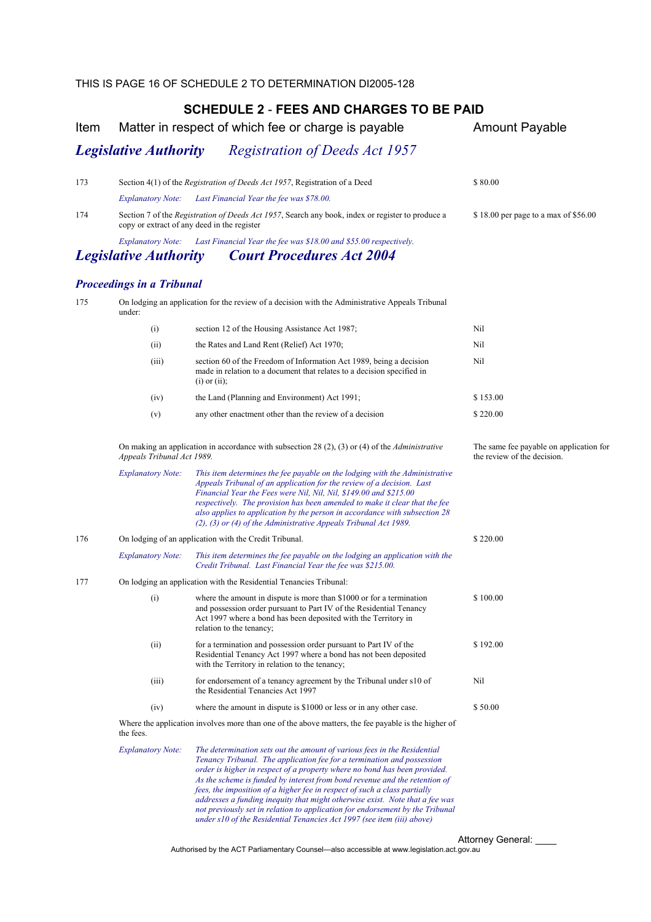## SCHEDULE 2 - FEES AND CHARGES TO BE PAID

| Item | Matter in respect of which fee or charge is payable | | Amount Payable |
|---|---|---|---|

### *Legislative Authority* *Registration of Deeds Act 1957*

| Item | Matter in respect of which fee or charge is payable | | Amount Payable |
|---|---|---|---|
| 173 | Section 4(1) of the *Registration of Deeds Act 1957*, Registration of a Deed | | $ 80.00 |
| | *Explanatory Note:* | *Last Financial Year the fee was $78.00.* | |
| 174 | Section 7 of the *Registration of Deeds Act 1957*, Search any book, index or register to produce a copy or extract of any deed in the register | | $ 18.00 per page to a max of $56.00 |
| | *Explanatory Note:* | *Last Financial Year the fee was $18.00 and $55.00 respectively.* | |

### *Legislative Authority* *Court Procedures Act 2004*

#### *Proceedings in a Tribunal*

| Item | Matter in respect of which fee or charge is payable | | Amount Payable |
|---|---|---|---|
| 175 | On lodging an application for the review of a decision with the Administrative Appeals Tribunal under: | | |
| | (i) | section 12 of the Housing Assistance Act 1987; | Nil |
| | (ii) | the Rates and Land Rent (Relief) Act 1970; | Nil |
| | (iii) | section 60 of the Freedom of Information Act 1989, being a decision made in relation to a document that relates to a decision specified in (i) or (ii); | Nil |
| | (iv) | the Land (Planning and Environment) Act 1991; | $ 153.00 |
| | (v) | any other enactment other than the review of a decision | $ 220.00 |
| | On making an application in accordance with subsection 28 (2), (3) or (4) of the *Administrative Appeals Tribunal Act 1989.* | | The same fee payable on application for the review of the decision. |
| | *Explanatory Note:* | *This item determines the fee payable on the lodging with the Administrative Appeals Tribunal of an application for the review of a decision. Last Financial Year the Fees were Nil, Nil, Nil, $149.00 and $215.00 respectively. The provision has been amended to make it clear that the fee also applies to application by the person in accordance with subsection 28 (2), (3) or (4) of the Administrative Appeals Tribunal Act 1989.* | |
| 176 | On lodging of an application with the Credit Tribunal. | | $ 220.00 |
| | *Explanatory Note:* | *This item determines the fee payable on the lodging an application with the Credit Tribunal. Last Financial Year the fee was $215.00.* | |
| 177 | On lodging an application with the Residential Tenancies Tribunal: | | |
| | (i) | where the amount in dispute is more than $1000 or for a termination and possession order pursuant to Part IV of the Residential Tenancy Act 1997 where a bond has been deposited with the Territory in relation to the tenancy; | $ 100.00 |
| | (ii) | for a termination and possession order pursuant to Part IV of the Residential Tenancy Act 1997 where a bond has not been deposited with the Territory in relation to the tenancy; | $ 192.00 |
| | (iii) | for endorsement of a tenancy agreement by the Tribunal under s10 of the Residential Tenancies Act 1997 | Nil |
| | (iv) | where the amount in dispute is $1000 or less or in any other case. | $ 50.00 |
| | Where the application involves more than one of the above matters, the fee payable is the higher of the fees. | | |
| | *Explanatory Note:* | *The determination sets out the amount of various fees in the Residential Tenancy Tribunal. The application fee for a termination and possession order is higher in respect of a property where no bond has been provided. As the scheme is funded by interest from bond revenue and the retention of fees, the imposition of a higher fee in respect of such a class partially addresses a funding inequity that might otherwise exist. Note that a fee was not previously set in relation to application for endorsement by the Tribunal under s10 of the Residential Tenancies Act 1997 (see item (iii) above)* | |

Attorney General: ____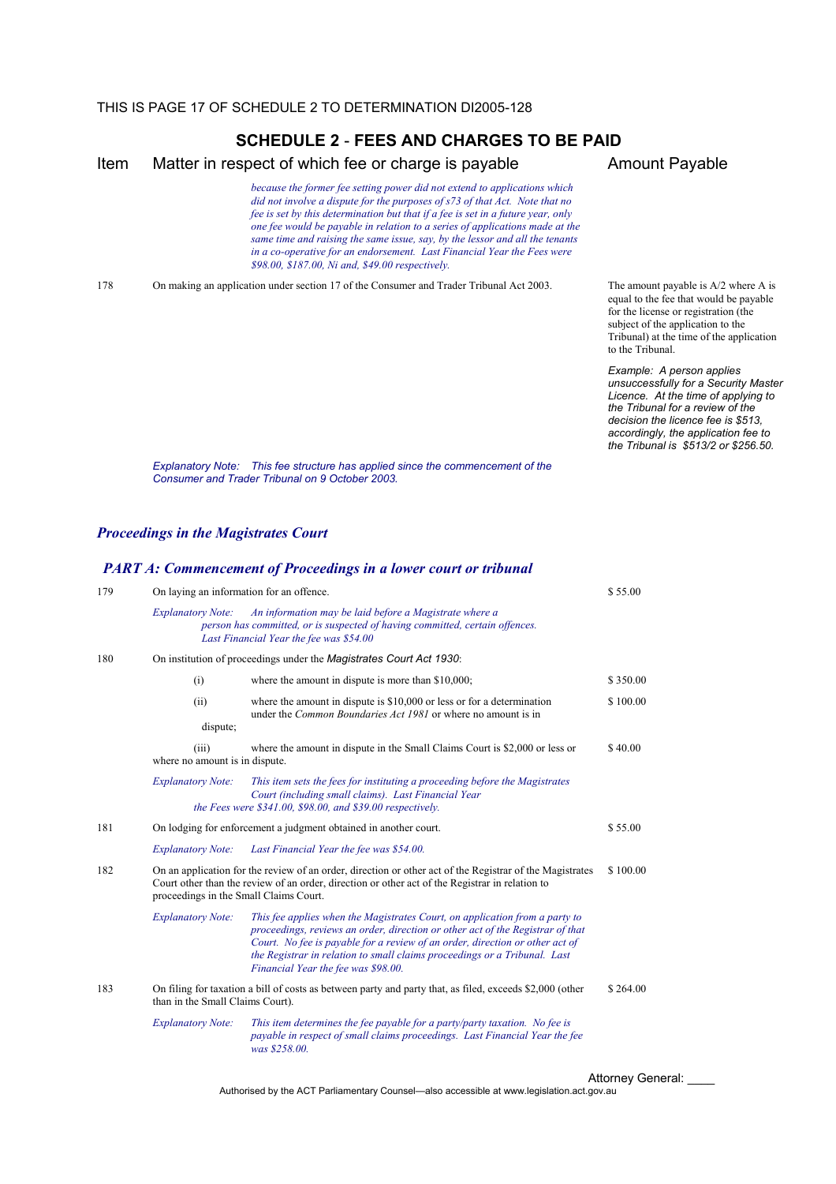## SCHEDULE 2 - FEES AND CHARGES TO BE PAID

| Item | Matter in respect of which fee or charge is payable | Amount Payable |
|---|---|---|
| | *because the former fee setting power did not extend to applications which did not involve a dispute for the purposes of s73 of that Act. Note that no fee is set by this determination but that if a fee is set in a future year, only one fee would be payable in relation to a series of applications made at the same time and raising the same issue, say, by the lessor and all the tenants in a co-operative for an endorsement. Last Financial Year the Fees were $98.00, $187.00, Ni and, $49.00 respectively.* | |
| 178 | On making an application under section 17 of the Consumer and Trader Tribunal Act 2003. | The amount payable is A/2 where A is equal to the fee that would be payable for the license or registration (the subject of the application to the Tribunal) at the time of the application to the Tribunal. *Example: A person applies unsuccessfully for a Security Master Licence. At the time of applying to the Tribunal for a review of the decision the licence fee is $513, accordingly, the application fee to the Tribunal is $513/2 or $256.50.* |
| | *Explanatory Note: This fee structure has applied since the commencement of the Consumer and Trader Tribunal on 9 October 2003.* | |

### *Proceedings in the Magistrates Court*

#### *PART A: Commencement of Proceedings in a lower court or tribunal*

| Item | Matter in respect of which fee or charge is payable | Amount Payable |
|---|---|---|
| 179 | On laying an information for an offence. | $ 55.00 |
| | *Explanatory Note: An information may be laid before a Magistrate where a person has committed, or is suspected of having committed, certain offences. Last Financial Year the fee was $54.00* | |
| 180 | On institution of proceedings under the *Magistrates Court Act 1930*: | |
| | (i) where the amount in dispute is more than $10,000; | $ 350.00 |
| | (ii) where the amount in dispute is $10,000 or less or for a determination under the *Common Boundaries Act 1981* or where no amount is in dispute; | $ 100.00 |
| | (iii) where the amount in dispute in the Small Claims Court is $2,000 or less or where no amount is in dispute. | $ 40.00 |
| | *Explanatory Note: This item sets the fees for instituting a proceeding before the Magistrates Court (including small claims). Last Financial Year the Fees were $341.00, $98.00, and $39.00 respectively.* | |
| 181 | On lodging for enforcement a judgment obtained in another court. | $ 55.00 |
| | *Explanatory Note: Last Financial Year the fee was $54.00.* | |
| 182 | On an application for the review of an order, direction or other act of the Registrar of the Magistrates Court other than the review of an order, direction or other act of the Registrar in relation to proceedings in the Small Claims Court. | $ 100.00 |
| | *Explanatory Note: This fee applies when the Magistrates Court, on application from a party to proceedings, reviews an order, direction or other act of the Registrar of that Court. No fee is payable for a review of an order, direction or other act of the Registrar in relation to small claims proceedings or a Tribunal. Last Financial Year the fee was $98.00.* | |
| 183 | On filing for taxation a bill of costs as between party and party that, as filed, exceeds $2,000 (other than in the Small Claims Court). | $ 264.00 |
| | *Explanatory Note: This item determines the fee payable for a party/party taxation. No fee is payable in respect of small claims proceedings. Last Financial Year the fee was $258.00.* | |

Attorney General: ____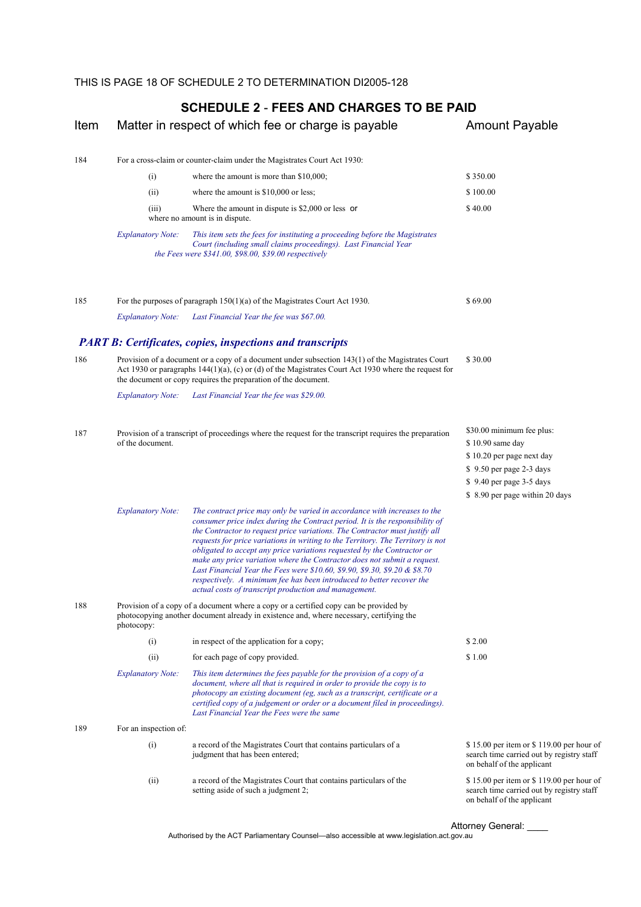## SCHEDULE 2 - FEES AND CHARGES TO BE PAID

| Item | Matter in respect of which fee or charge is payable | Amount Payable |
|---|---|---|
| 184 | For a cross-claim or counter-claim under the Magistrates Court Act 1930: | |
| | (i) where the amount is more than $10,000; | $ 350.00 |
| | (ii) where the amount is $10,000 or less; | $ 100.00 |
| | (iii) Where the amount in dispute is $2,000 or less or where no amount is in dispute. | $ 40.00 |
| | *Explanatory Note: This item sets the fees for instituting a proceeding before the Magistrates Court (including small claims proceedings). Last Financial Year the Fees were $341.00, $98.00, $39.00 respectively* | |
| 185 | For the purposes of paragraph 150(1)(a) of the Magistrates Court Act 1930. | $ 69.00 |
| | *Explanatory Note: Last Financial Year the fee was $67.00.* | |

### *PART B: Certificates, copies, inspections and transcripts*

| Item | Matter in respect of which fee or charge is payable | Amount Payable |
|---|---|---|
| 186 | Provision of a document or a copy of a document under subsection 143(1) of the Magistrates Court Act 1930 or paragraphs 144(1)(a), (c) or (d) of the Magistrates Court Act 1930 where the request for the document or copy requires the preparation of the document. | $ 30.00 |
| | *Explanatory Note: Last Financial Year the fee was $29.00.* | |
| 187 | Provision of a transcript of proceedings where the request for the transcript requires the preparation of the document. | $30.00 minimum fee plus:<br>$ 10.90 same day<br>$ 10.20 per page next day<br>$ 9.50 per page 2-3 days<br>$ 9.40 per page 3-5 days<br>$ 8.90 per page within 20 days |
| | *Explanatory Note: The contract price may only be varied in accordance with increases to the consumer price index during the Contract period. It is the responsibility of the Contractor to request price variations. The Contractor must justify all requests for price variations in writing to the Territory. The Territory is not obligated to accept any price variations requested by the Contractor or make any price variation where the Contractor does not submit a request. Last Financial Year the Fees were $10.60, $9.90, $9.30, $9.20 & $8.70 respectively. A minimum fee has been introduced to better recover the actual costs of transcript production and management.* | |
| 188 | Provision of a copy of a document where a copy or a certified copy can be provided by photocopying another document already in existence and, where necessary, certifying the photocopy: | |
| | (i) in respect of the application for a copy; | $ 2.00 |
| | (ii) for each page of copy provided. | $ 1.00 |
| | *Explanatory Note: This item determines the fees payable for the provision of a copy of a document, where all that is required in order to provide the copy is to photocopy an existing document (eg, such as a transcript, certificate or a certified copy of a judgement or order or a document filed in proceedings). Last Financial Year the Fees were the same* | |
| 189 | For an inspection of: | |
| | (i) a record of the Magistrates Court that contains particulars of a judgment that has been entered; | $ 15.00 per item or $ 119.00 per hour of search time carried out by registry staff on behalf of the applicant |
| | (ii) a record of the Magistrates Court that contains particulars of the setting aside of such a judgment 2; | $ 15.00 per item or $ 119.00 per hour of search time carried out by registry staff on behalf of the applicant |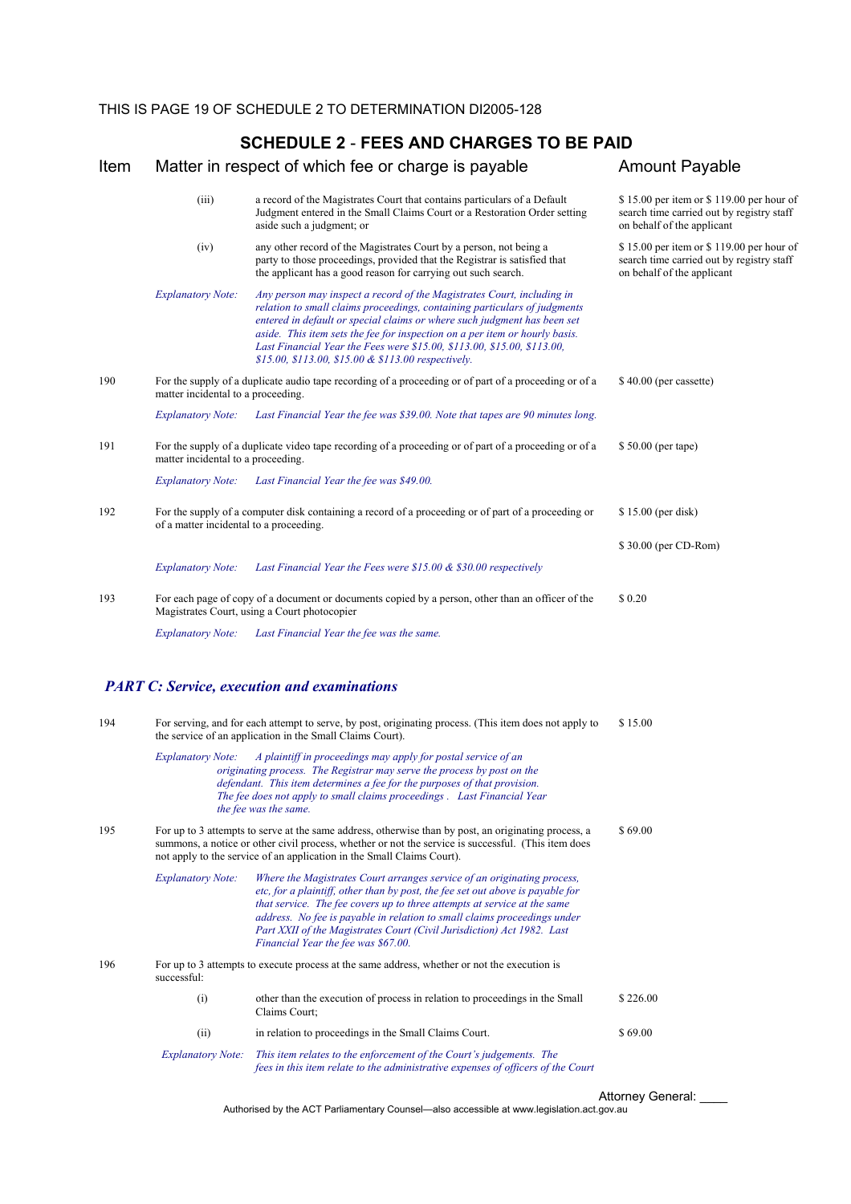## SCHEDULE 2 - FEES AND CHARGES TO BE PAID

| Item | Matter in respect of which fee or charge is payable | | Amount Payable |
|---|---|---|---|
| | (iii) | a record of the Magistrates Court that contains particulars of a Default Judgment entered in the Small Claims Court or a Restoration Order setting aside such a judgment; or | $ 15.00 per item or $ 119.00 per hour of search time carried out by registry staff on behalf of the applicant |
| | (iv) | any other record of the Magistrates Court by a person, not being a party to those proceedings, provided that the Registrar is satisfied that the applicant has a good reason for carrying out such search. | $ 15.00 per item or $ 119.00 per hour of search time carried out by registry staff on behalf of the applicant |
| | *Explanatory Note:* | *Any person may inspect a record of the Magistrates Court, including in relation to small claims proceedings, containing particulars of judgments entered in default or special claims or where such judgment has been set aside. This item sets the fee for inspection on a per item or hourly basis. Last Financial Year the Fees were $15.00, $113.00, $15.00, $113.00, $15.00, $113.00, $15.00 & $113.00 respectively.* | |
| 190 | For the supply of a duplicate audio tape recording of a proceeding or of part of a proceeding or of a matter incidental to a proceeding. | | $ 40.00 (per cassette) |
| | *Explanatory Note:* | *Last Financial Year the fee was $39.00. Note that tapes are 90 minutes long.* | |
| 191 | For the supply of a duplicate video tape recording of a proceeding or of part of a proceeding or of a matter incidental to a proceeding. | | $ 50.00 (per tape) |
| | *Explanatory Note:* | *Last Financial Year the fee was $49.00.* | |
| 192 | For the supply of a computer disk containing a record of a proceeding or of part of a proceeding or of a matter incidental to a proceeding. | | $ 15.00 (per disk)<br>$ 30.00 (per CD-Rom) |
| | *Explanatory Note:* | *Last Financial Year the Fees were $15.00 & $30.00 respectively* | |
| 193 | For each page of copy of a document or documents copied by a person, other than an officer of the Magistrates Court, using a Court photocopier | | $ 0.20 |
| | *Explanatory Note:* | *Last Financial Year the fee was the same.* | |

### *PART C: Service, execution and examinations*

| Item | Matter in respect of which fee or charge is payable | | Amount Payable |
|---|---|---|---|
| 194 | For serving, and for each attempt to serve, by post, originating process. (This item does not apply to the service of an application in the Small Claims Court). | | $ 15.00 |
| | *Explanatory Note:* | *A plaintiff in proceedings may apply for postal service of an originating process. The Registrar may serve the process by post on the defendant. This item determines a fee for the purposes of that provision. The fee does not apply to small claims proceedings . Last Financial Year the fee was the same.* | |
| 195 | For up to 3 attempts to serve at the same address, otherwise than by post, an originating process, a summons, a notice or other civil process, whether or not the service is successful. (This item does not apply to the service of an application in the Small Claims Court). | | $ 69.00 |
| | *Explanatory Note:* | *Where the Magistrates Court arranges service of an originating process, etc, for a plaintiff, other than by post, the fee set out above is payable for that service. The fee covers up to three attempts at service at the same address. No fee is payable in relation to small claims proceedings under Part XXII of the Magistrates Court (Civil Jurisdiction) Act 1982. Last Financial Year the fee was $67.00.* | |
| 196 | For up to 3 attempts to execute process at the same address, whether or not the execution is successful: | | |
| | (i) | other than the execution of process in relation to proceedings in the Small Claims Court; | $ 226.00 |
| | (ii) | in relation to proceedings in the Small Claims Court. | $ 69.00 |
| | *Explanatory Note:* | *This item relates to the enforcement of the Court's judgements. The fees in this item relate to the administrative expenses of officers of the Court* | |

Attorney General: ____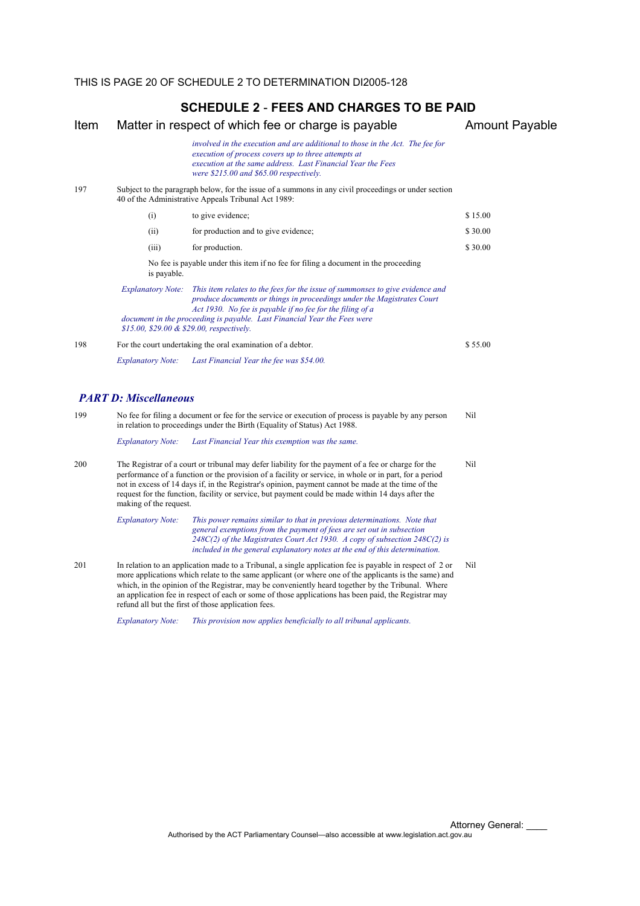## SCHEDULE 2 - FEES AND CHARGES TO BE PAID

| Item | Matter in respect of which fee or charge is payable | Amount Payable |
|---|---|---|
| | *involved in the execution and are additional to those in the Act. The fee for execution of process covers up to three attempts at execution at the same address. Last Financial Year the Fees were $215.00 and $65.00 respectively.* | |
| 197 | Subject to the paragraph below, for the issue of a summons in any civil proceedings or under section 40 of the Administrative Appeals Tribunal Act 1989: | |
| | (i) to give evidence; | $ 15.00 |
| | (ii) for production and to give evidence; | $ 30.00 |
| | (iii) for production. | $ 30.00 |
| | No fee is payable under this item if no fee for filing a document in the proceeding is payable. | |
| | *Explanatory Note: This item relates to the fees for the issue of summonses to give evidence and produce documents or things in proceedings under the Magistrates Court Act 1930. No fee is payable if no fee for the filing of a document in the proceeding is payable. Last Financial Year the Fees were $15.00, $29.00 & $29.00, respectively.* | |
| 198 | For the court undertaking the oral examination of a debtor. | $ 55.00 |
| | *Explanatory Note: Last Financial Year the fee was $54.00.* | |

### *PART D: Miscellaneous*

| Item | Matter in respect of which fee or charge is payable | Amount Payable |
|---|---|---|
| 199 | No fee for filing a document or fee for the service or execution of process is payable by any person in relation to proceedings under the Birth (Equality of Status) Act 1988. | Nil |
| | *Explanatory Note: Last Financial Year this exemption was the same.* | |
| 200 | The Registrar of a court or tribunal may defer liability for the payment of a fee or charge for the performance of a function or the provision of a facility or service, in whole or in part, for a period not in excess of 14 days if, in the Registrar's opinion, payment cannot be made at the time of the request for the function, facility or service, but payment could be made within 14 days after the making of the request. | Nil |
| | *Explanatory Note: This power remains similar to that in previous determinations. Note that general exemptions from the payment of fees are set out in subsection 248C(2) of the Magistrates Court Act 1930. A copy of subsection 248C(2) is included in the general explanatory notes at the end of this determination.* | |
| 201 | In relation to an application made to a Tribunal, a single application fee is payable in respect of 2 or more applications which relate to the same applicant (or where one of the applicants is the same) and which, in the opinion of the Registrar, may be conveniently heard together by the Tribunal. Where an application fee in respect of each or some of those applications has been paid, the Registrar may refund all but the first of those application fees. | Nil |
| | *Explanatory Note: This provision now applies beneficially to all tribunal applicants.* | |

Attorney General: ____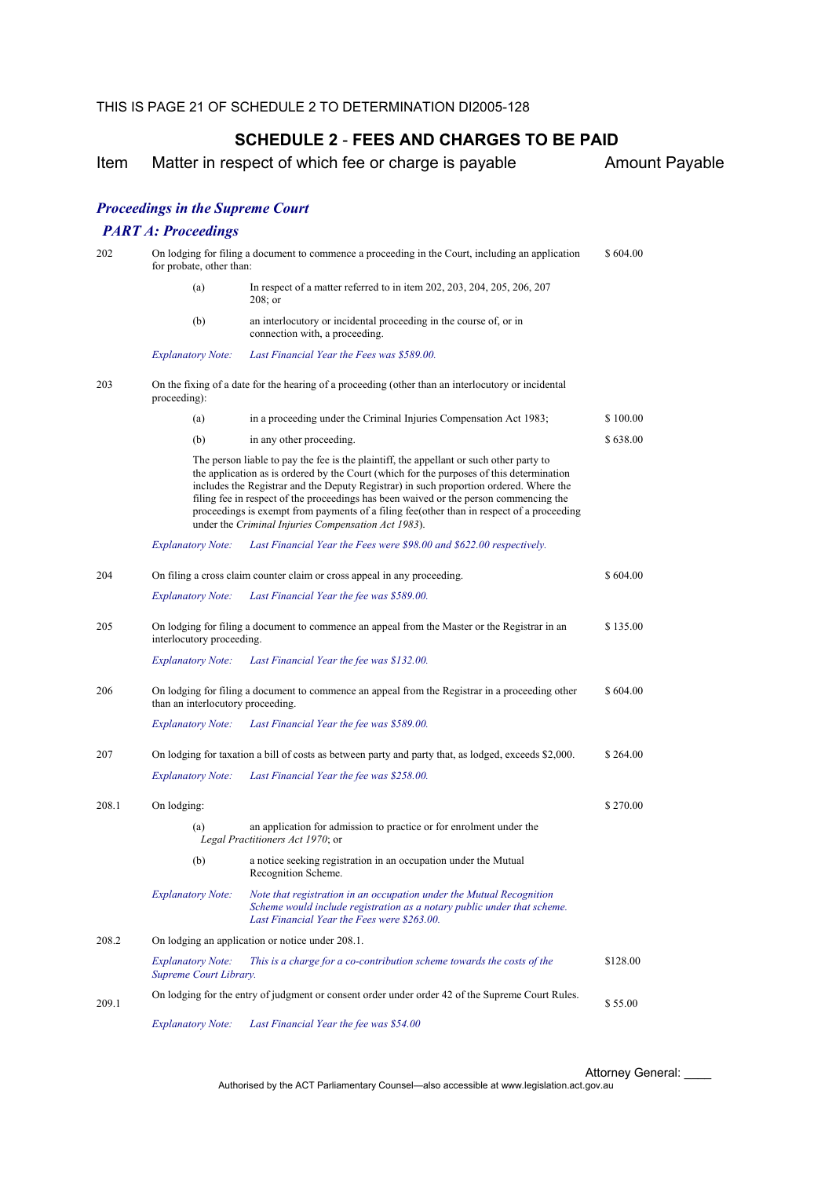## SCHEDULE 2 - FEES AND CHARGES TO BE PAID

| Item | Matter in respect of which fee or charge is payable | Amount Payable |
|---|---|---|

### *Proceedings in the Supreme Court*

### *PART A: Proceedings*

| Item | Matter in respect of which fee or charge is payable | Amount Payable |
|---|---|---|
| 202 | On lodging for filing a document to commence a proceeding in the Court, including an application for probate, other than: | $ 604.00 |
| | (a) In respect of a matter referred to in item 202, 203, 204, 205, 206, 207 208; or | |
| | (b) an interlocutory or incidental proceeding in the course of, or in connection with, a proceeding. | |
| | *Explanatory Note: Last Financial Year the Fees was $589.00.* | |
| 203 | On the fixing of a date for the hearing of a proceeding (other than an interlocutory or incidental proceeding): | |
| | (a) in a proceeding under the Criminal Injuries Compensation Act 1983; | $ 100.00 |
| | (b) in any other proceeding. | $ 638.00 |
| | The person liable to pay the fee is the plaintiff, the appellant or such other party to the application as is ordered by the Court (which for the purposes of this determination includes the Registrar and the Deputy Registrar) in such proportion ordered. Where the filing fee in respect of the proceedings has been waived or the person commencing the proceedings is exempt from payments of a filing fee(other than in respect of a proceeding under the *Criminal Injuries Compensation Act 1983*). | |
| | *Explanatory Note: Last Financial Year the Fees were $98.00 and $622.00 respectively.* | |
| 204 | On filing a cross claim counter claim or cross appeal in any proceeding. | $ 604.00 |
| | *Explanatory Note: Last Financial Year the fee was $589.00.* | |
| 205 | On lodging for filing a document to commence an appeal from the Master or the Registrar in an interlocutory proceeding. | $ 135.00 |
| | *Explanatory Note: Last Financial Year the fee was $132.00.* | |
| 206 | On lodging for filing a document to commence an appeal from the Registrar in a proceeding other than an interlocutory proceeding. | $ 604.00 |
| | *Explanatory Note: Last Financial Year the fee was $589.00.* | |
| 207 | On lodging for taxation a bill of costs as between party and party that, as lodged, exceeds $2,000. | $ 264.00 |
| | *Explanatory Note: Last Financial Year the fee was $258.00.* | |
| 208.1 | On lodging: | $ 270.00 |
| | (a) an application for admission to practice or for enrolment under the *Legal Practitioners Act 1970*; or | |
| | (b) a notice seeking registration in an occupation under the Mutual Recognition Scheme. | |
| | *Explanatory Note: Note that registration in an occupation under the Mutual Recognition Scheme would include registration as a notary public under that scheme. Last Financial Year the Fees were $263.00.* | |
| 208.2 | On lodging an application or notice under 208.1. | |
| | *Explanatory Note: This is a charge for a co-contribution scheme towards the costs of the Supreme Court Library.* | $128.00 |
| 209.1 | On lodging for the entry of judgment or consent order under order 42 of the Supreme Court Rules. | $ 55.00 |
| | *Explanatory Note: Last Financial Year the fee was $54.00* | |

Attorney General: ____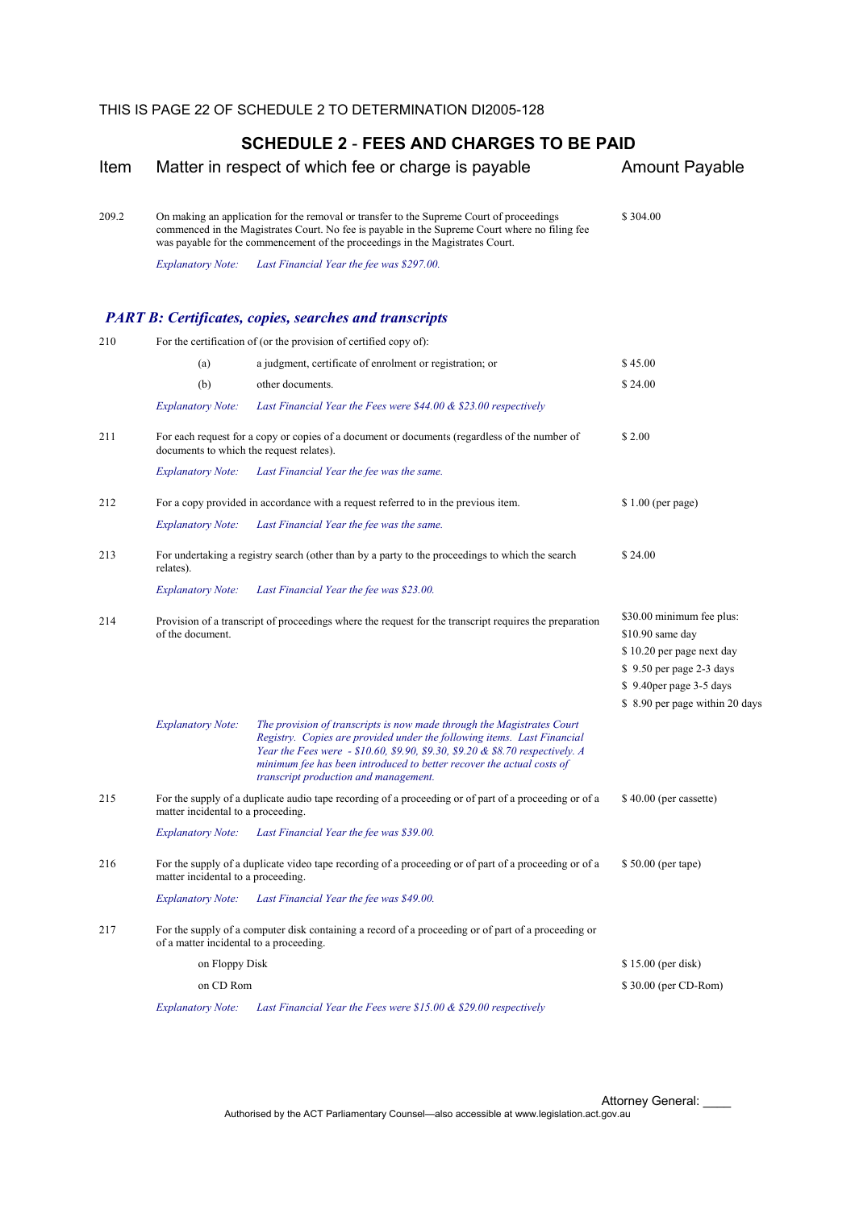THIS IS PAGE 22 OF SCHEDULE 2 TO DETERMINATION DI2005-128

## SCHEDULE 2 - FEES AND CHARGES TO BE PAID

| Item | Matter in respect of which fee or charge is payable | Amount Payable |
|---|---|---|
| 209.2 | On making an application for the removal or transfer to the Supreme Court of proceedings commenced in the Magistrates Court. No fee is payable in the Supreme Court where no filing fee was payable for the commencement of the proceedings in the Magistrates Court. | $ 304.00 |
| | *Explanatory Note: Last Financial Year the fee was $297.00.* | |

### *PART B: Certificates, copies, searches and transcripts*

| Item | Matter in respect of which fee or charge is payable | Amount Payable |
|---|---|---|
| 210 | For the certification of (or the provision of certified copy of): | |
| | (a) a judgment, certificate of enrolment or registration; or | $ 45.00 |
| | (b) other documents. | $ 24.00 |
| | *Explanatory Note: Last Financial Year the Fees were $44.00 & $23.00 respectively* | |
| 211 | For each request for a copy or copies of a document or documents (regardless of the number of documents to which the request relates). | $ 2.00 |
| | *Explanatory Note: Last Financial Year the fee was the same.* | |
| 212 | For a copy provided in accordance with a request referred to in the previous item. | $ 1.00 (per page) |
| | *Explanatory Note: Last Financial Year the fee was the same.* | |
| 213 | For undertaking a registry search (other than by a party to the proceedings to which the search relates). | $ 24.00 |
| | *Explanatory Note: Last Financial Year the fee was $23.00.* | |
| 214 | Provision of a transcript of proceedings where the request for the transcript requires the preparation of the document. | $30.00 minimum fee plus:<br>$10.90 same day<br>$ 10.20 per page next day<br>$ 9.50 per page 2-3 days<br>$ 9.40per page 3-5 days<br>$ 8.90 per page within 20 days |
| | *Explanatory Note: The provision of transcripts is now made through the Magistrates Court Registry. Copies are provided under the following items. Last Financial Year the Fees were - $10.60, $9.90, $9.30, $9.20 & $8.70 respectively. A minimum fee has been introduced to better recover the actual costs of transcript production and management.* | |
| 215 | For the supply of a duplicate audio tape recording of a proceeding or of part of a proceeding or of a matter incidental to a proceeding. | $ 40.00 (per cassette) |
| | *Explanatory Note: Last Financial Year the fee was $39.00.* | |
| 216 | For the supply of a duplicate video tape recording of a proceeding or of part of a proceeding or of a matter incidental to a proceeding. | $ 50.00 (per tape) |
| | *Explanatory Note: Last Financial Year the fee was $49.00.* | |
| 217 | For the supply of a computer disk containing a record of a proceeding or of part of a proceeding or of a matter incidental to a proceeding. | |
| | on Floppy Disk | $ 15.00 (per disk) |
| | on CD Rom | $ 30.00 (per CD-Rom) |
| | *Explanatory Note: Last Financial Year the Fees were $15.00 & $29.00 respectively* | |

Attorney General: ____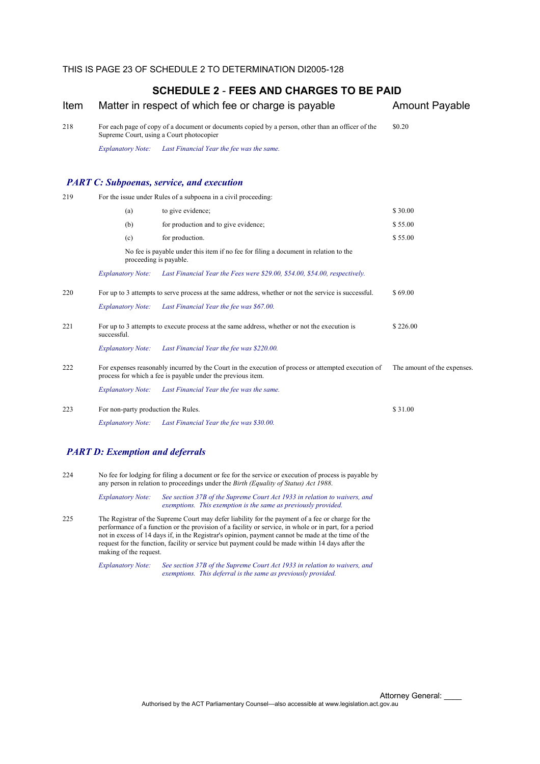THIS IS PAGE 23 OF SCHEDULE 2 TO DETERMINATION DI2005-128

## SCHEDULE 2 - FEES AND CHARGES TO BE PAID

| Item | Matter in respect of which fee or charge is payable | Amount Payable |
|---|---|---|
| 218 | For each page of copy of a document or documents copied by a person, other than an officer of the Supreme Court, using a Court photocopier | $0.20 |
| | *Explanatory Note: Last Financial Year the fee was the same.* | |

### *PART C: Subpoenas, service, and execution*

| Item | Matter in respect of which fee or charge is payable | Amount Payable |
|---|---|---|
| 219 | For the issue under Rules of a subpoena in a civil proceeding: | |
| | (a) to give evidence; | $ 30.00 |
| | (b) for production and to give evidence; | $ 55.00 |
| | (c) for production. | $ 55.00 |
| | No fee is payable under this item if no fee for filing a document in relation to the proceeding is payable. | |
| | *Explanatory Note: Last Financial Year the Fees were $29.00, $54.00, $54.00, respectively.* | |
| 220 | For up to 3 attempts to serve process at the same address, whether or not the service is successful. | $ 69.00 |
| | *Explanatory Note: Last Financial Year the fee was $67.00.* | |
| 221 | For up to 3 attempts to execute process at the same address, whether or not the execution is successful. | $ 226.00 |
| | *Explanatory Note: Last Financial Year the fee was $220.00.* | |
| 222 | For expenses reasonably incurred by the Court in the execution of process or attempted execution of process for which a fee is payable under the previous item. | The amount of the expenses. |
| | *Explanatory Note: Last Financial Year the fee was the same.* | |
| 223 | For non-party production the Rules. | $ 31.00 |
| | *Explanatory Note: Last Financial Year the fee was $30.00.* | |

### *PART D: Exemption and deferrals*

224 No fee for lodging for filing a document or fee for the service or execution of process is payable by any person in relation to proceedings under the *Birth (Equality of Status) Act 1988*.

*Explanatory Note: See section 37B of the Supreme Court Act 1933 in relation to waivers, and exemptions. This exemption is the same as previously provided.*

225 The Registrar of the Supreme Court may defer liability for the payment of a fee or charge for the performance of a function or the provision of a facility or service, in whole or in part, for a period not in excess of 14 days if, in the Registrar's opinion, payment cannot be made at the time of the request for the function, facility or service but payment could be made within 14 days after the making of the request.

*Explanatory Note: See section 37B of the Supreme Court Act 1933 in relation to waivers, and exemptions. This deferral is the same as previously provided.*

Attorney General: ____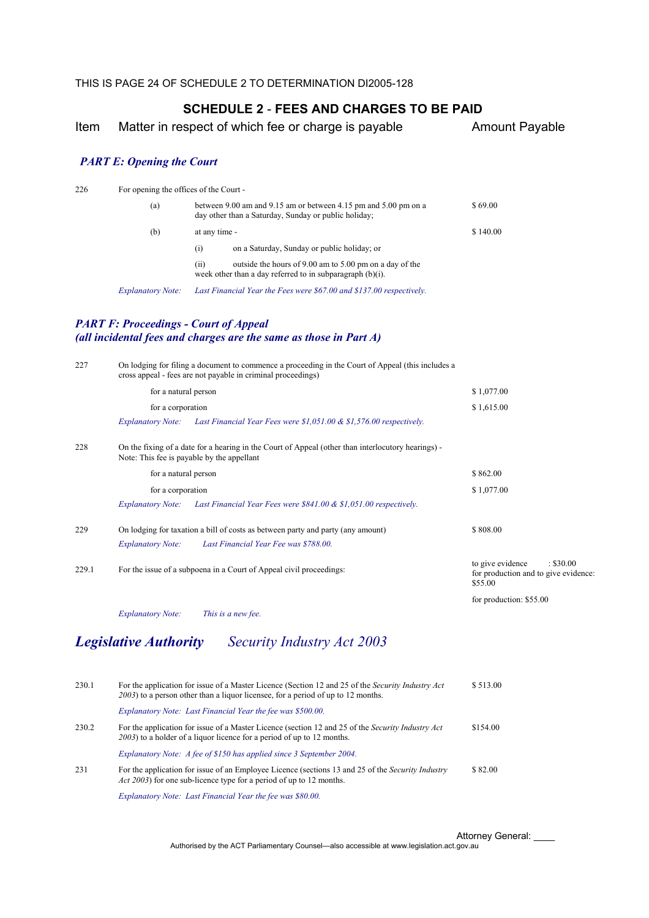THIS IS PAGE 24 OF SCHEDULE 2 TO DETERMINATION DI2005-128

## SCHEDULE 2 - FEES AND CHARGES TO BE PAID

| Item | Matter in respect of which fee or charge is payable | Amount Payable |
|---|---|---|

### *PART E: Opening the Court*

| Item | Matter in respect of which fee or charge is payable | Amount Payable |
|---|---|---|
| 226 | For opening the offices of the Court - | |
| | (a) between 9.00 am and 9.15 am or between 4.15 pm and 5.00 pm on a day other than a Saturday, Sunday or public holiday; | $ 69.00 |
| | (b) at any time - | $ 140.00 |
| | (i) on a Saturday, Sunday or public holiday; or | |
| | (ii) outside the hours of 9.00 am to 5.00 pm on a day of the week other than a day referred to in subparagraph (b)(i). | |
| | *Explanatory Note: Last Financial Year the Fees were $67.00 and $137.00 respectively.* | |

### *PART F: Proceedings - Court of Appeal (all incidental fees and charges are the same as those in Part A)*

| Item | Matter in respect of which fee or charge is payable | Amount Payable |
|---|---|---|
| 227 | On lodging for filing a document to commence a proceeding in the Court of Appeal (this includes a cross appeal - fees are not payable in criminal proceedings) | |
| | for a natural person | $ 1,077.00 |
| | for a corporation | $ 1,615.00 |
| | *Explanatory Note: Last Financial Year Fees were $1,051.00 & $1,576.00 respectively.* | |
| 228 | On the fixing of a date for a hearing in the Court of Appeal (other than interlocutory hearings) - Note: This fee is payable by the appellant | |
| | for a natural person | $ 862.00 |
| | for a corporation | $ 1,077.00 |
| | *Explanatory Note: Last Financial Year Fees were $841.00 & $1,051.00 respectively.* | |
| 229 | On lodging for taxation a bill of costs as between party and party (any amount) | $ 808.00 |
| | *Explanatory Note: Last Financial Year Fee was $788.00.* | |
| 229.1 | For the issue of a subpoena in a Court of Appeal civil proceedings: | to give evidence : $30.00<br>for production and to give evidence: $55.00<br>for production: $55.00 |
| | *Explanatory Note: This is a new fee.* | |

## *Legislative Authority Security Industry Act 2003*

| Item | Matter in respect of which fee or charge is payable | Amount Payable |
|---|---|---|
| 230.1 | For the application for issue of a Master Licence (Section 12 and 25 of the *Security Industry Act 2003*) to a person other than a liquor licensee, for a period of up to 12 months. | $ 513.00 |
| | *Explanatory Note: Last Financial Year the fee was $500.00.* | |
| 230.2 | For the application for issue of a Master Licence (section 12 and 25 of the *Security Industry Act 2003*) to a holder of a liquor licence for a period of up to 12 months. | $154.00 |
| | *Explanatory Note: A fee of $150 has applied since 3 September 2004.* | |
| 231 | For the application for issue of an Employee Licence (sections 13 and 25 of the *Security Industry Act 2003*) for one sub-licence type for a period of up to 12 months. | $ 82.00 |
| | *Explanatory Note: Last Financial Year the fee was $80.00.* | |

Attorney General: ____

Authorised by the ACT Parliamentary Counsel—also accessible at www.legislation.act.gov.au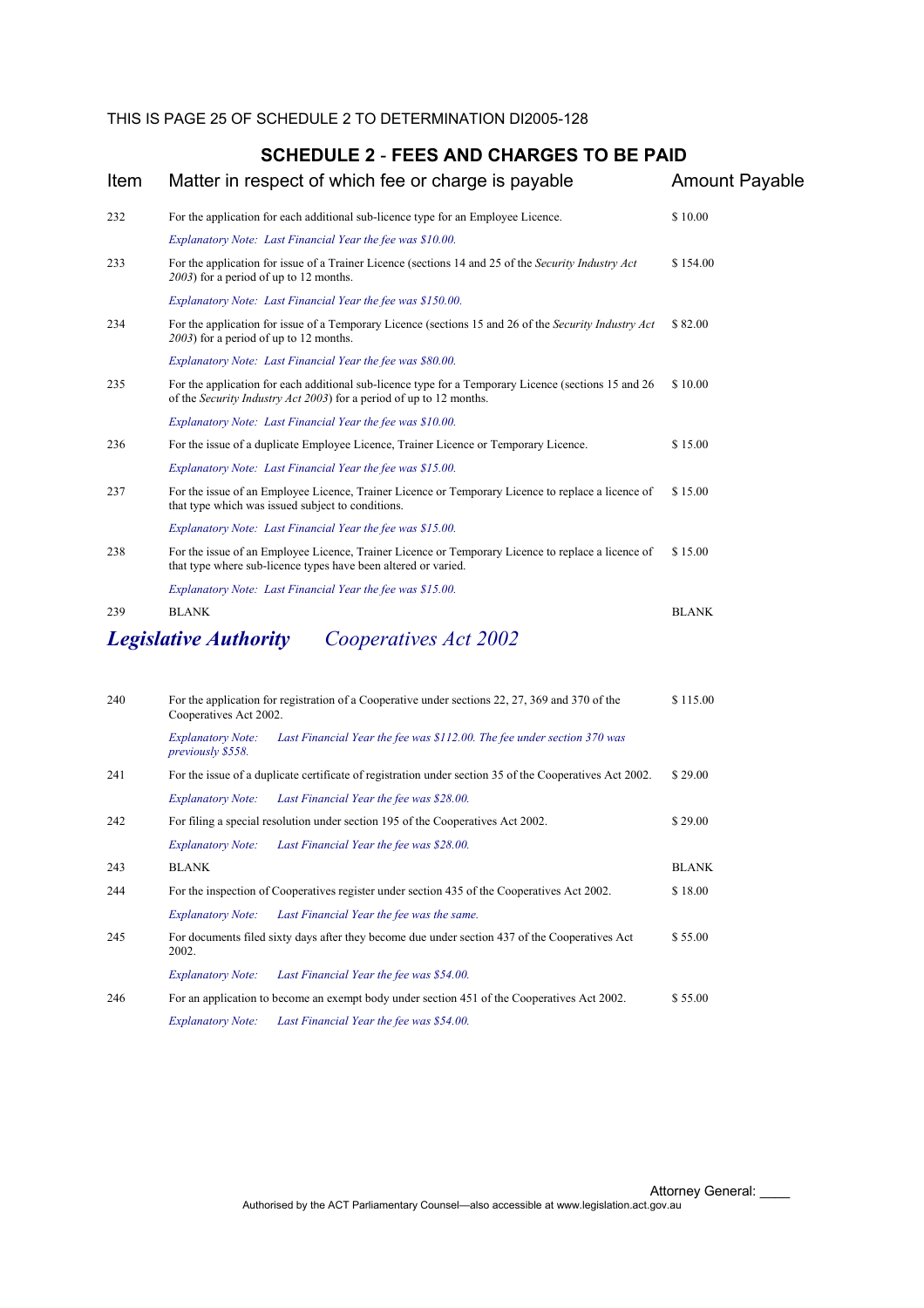THIS IS PAGE 25 OF SCHEDULE 2 TO DETERMINATION DI2005-128

## SCHEDULE 2 - FEES AND CHARGES TO BE PAID

| Item | Matter in respect of which fee or charge is payable | Amount Payable |
|---|---|---|
| 232 | For the application for each additional sub-licence type for an Employee Licence. | $ 10.00 |
| | *Explanatory Note: Last Financial Year the fee was $10.00.* | |
| 233 | For the application for issue of a Trainer Licence (sections 14 and 25 of the *Security Industry Act 2003*) for a period of up to 12 months. | $ 154.00 |
| | *Explanatory Note: Last Financial Year the fee was $150.00.* | |
| 234 | For the application for issue of a Temporary Licence (sections 15 and 26 of the *Security Industry Act 2003*) for a period of up to 12 months. | $ 82.00 |
| | *Explanatory Note: Last Financial Year the fee was $80.00.* | |
| 235 | For the application for each additional sub-licence type for a Temporary Licence (sections 15 and 26 of the *Security Industry Act 2003*) for a period of up to 12 months. | $ 10.00 |
| | *Explanatory Note: Last Financial Year the fee was $10.00.* | |
| 236 | For the issue of a duplicate Employee Licence, Trainer Licence or Temporary Licence. | $ 15.00 |
| | *Explanatory Note: Last Financial Year the fee was $15.00.* | |
| 237 | For the issue of an Employee Licence, Trainer Licence or Temporary Licence to replace a licence of that type which was issued subject to conditions. | $ 15.00 |
| | *Explanatory Note: Last Financial Year the fee was $15.00.* | |
| 238 | For the issue of an Employee Licence, Trainer Licence or Temporary Licence to replace a licence of that type where sub-licence types have been altered or varied. | $ 15.00 |
| | *Explanatory Note: Last Financial Year the fee was $15.00.* | |
| 239 | BLANK | BLANK |

### *Legislative Authority* *Cooperatives Act 2002*

| Item | Matter in respect of which fee or charge is payable | Amount Payable |
|---|---|---|
| 240 | For the application for registration of a Cooperative under sections 22, 27, 369 and 370 of the Cooperatives Act 2002. | $ 115.00 |
| | *Explanatory Note: Last Financial Year the fee was $112.00. The fee under section 370 was previously $558.* | |
| 241 | For the issue of a duplicate certificate of registration under section 35 of the Cooperatives Act 2002. | $ 29.00 |
| | *Explanatory Note: Last Financial Year the fee was $28.00.* | |
| 242 | For filing a special resolution under section 195 of the Cooperatives Act 2002. | $ 29.00 |
| | *Explanatory Note: Last Financial Year the fee was $28.00.* | |
| 243 | BLANK | BLANK |
| 244 | For the inspection of Cooperatives register under section 435 of the Cooperatives Act 2002. | $ 18.00 |
| | *Explanatory Note: Last Financial Year the fee was the same.* | |
| 245 | For documents filed sixty days after they become due under section 437 of the Cooperatives Act 2002. | $ 55.00 |
| | *Explanatory Note: Last Financial Year the fee was $54.00.* | |
| 246 | For an application to become an exempt body under section 451 of the Cooperatives Act 2002. | $ 55.00 |
| | *Explanatory Note: Last Financial Year the fee was $54.00.* | |

Attorney General: ____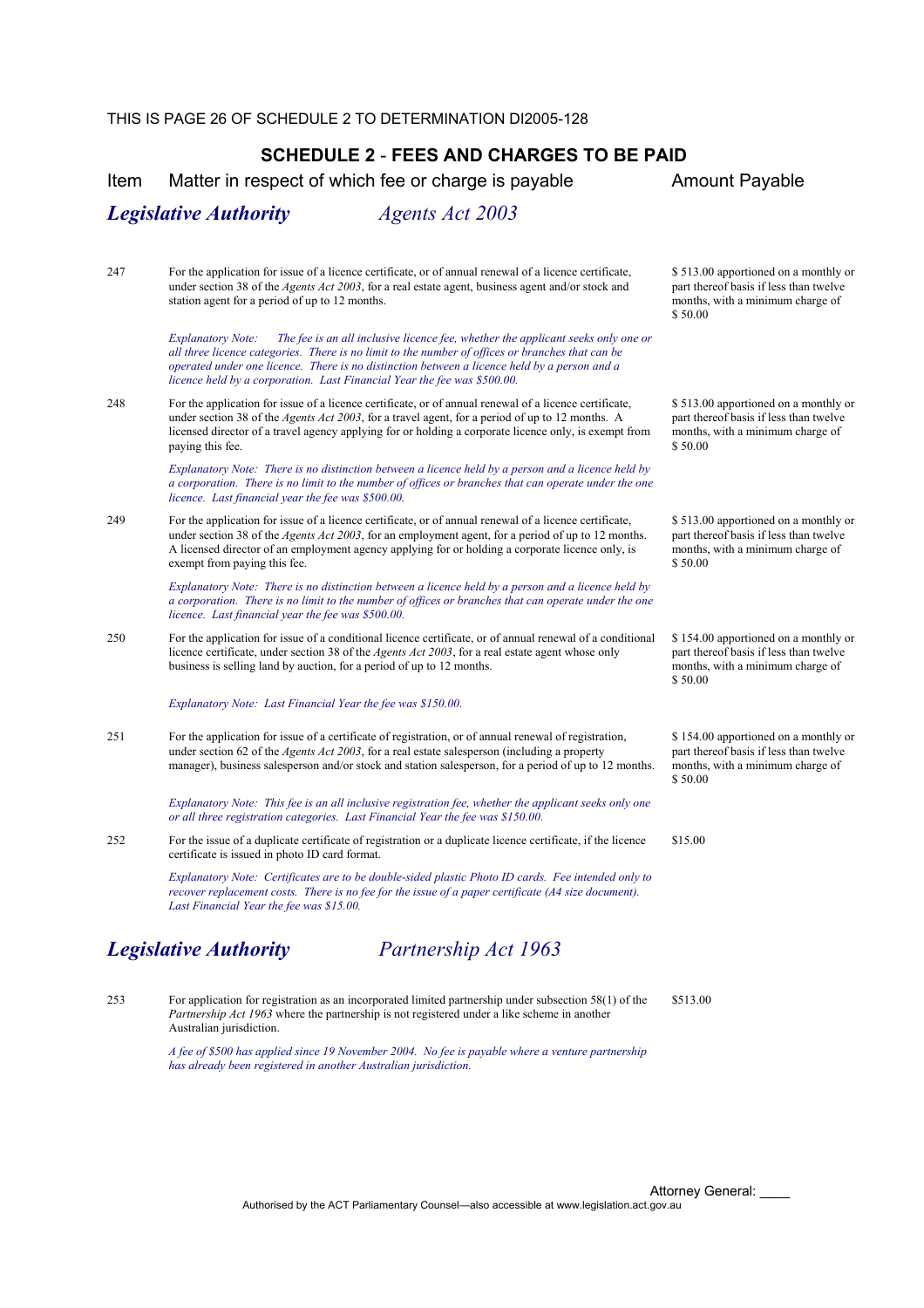THIS IS PAGE 26 OF SCHEDULE 2 TO DETERMINATION DI2005-128

## SCHEDULE 2 - FEES AND CHARGES TO BE PAID

| Item | Matter in respect of which fee or charge is payable | Amount Payable |
|---|---|---|
| ***Legislative Authority*** | *Agents Act 2003* | |
| 247 | For the application for issue of a licence certificate, or of annual renewal of a licence certificate, under section 38 of the *Agents Act 2003*, for a real estate agent, business agent and/or stock and station agent for a period of up to 12 months.<br><br>*Explanatory Note: The fee is an all inclusive licence fee, whether the applicant seeks only one or all three licence categories. There is no limit to the number of offices or branches that can be operated under one licence. There is no distinction between a licence held by a person and a licence held by a corporation. Last Financial Year the fee was $500.00.* | $ 513.00 apportioned on a monthly or part thereof basis if less than twelve months, with a minimum charge of $ 50.00 |
| 248 | For the application for issue of a licence certificate, or of annual renewal of a licence certificate, under section 38 of the *Agents Act 2003*, for a travel agent, for a period of up to 12 months. A licensed director of a travel agency applying for or holding a corporate licence only, is exempt from paying this fee.<br><br>*Explanatory Note: There is no distinction between a licence held by a person and a licence held by a corporation. There is no limit to the number of offices or branches that can operate under the one licence. Last financial year the fee was $500.00.* | $ 513.00 apportioned on a monthly or part thereof basis if less than twelve months, with a minimum charge of $ 50.00 |
| 249 | For the application for issue of a licence certificate, or of annual renewal of a licence certificate, under section 38 of the *Agents Act 2003*, for an employment agent, for a period of up to 12 months. A licensed director of an employment agency applying for or holding a corporate licence only, is exempt from paying this fee.<br><br>*Explanatory Note: There is no distinction between a licence held by a person and a licence held by a corporation. There is no limit to the number of offices or branches that can operate under the one licence. Last financial year the fee was $500.00.* | $ 513.00 apportioned on a monthly or part thereof basis if less than twelve months, with a minimum charge of $ 50.00 |
| 250 | For the application for issue of a conditional licence certificate, or of annual renewal of a conditional licence certificate, under section 38 of the *Agents Act 2003*, for a real estate agent whose only business is selling land by auction, for a period of up to 12 months.<br><br>*Explanatory Note: Last Financial Year the fee was $150.00.* | $ 154.00 apportioned on a monthly or part thereof basis if less than twelve months, with a minimum charge of $ 50.00 |
| 251 | For the application for issue of a certificate of registration, or of annual renewal of registration, under section 62 of the *Agents Act 2003*, for a real estate salesperson (including a property manager), business salesperson and/or stock and station salesperson, for a period of up to 12 months.<br><br>*Explanatory Note: This fee is an all inclusive registration fee, whether the applicant seeks only one or all three registration categories. Last Financial Year the fee was $150.00.* | $ 154.00 apportioned on a monthly or part thereof basis if less than twelve months, with a minimum charge of $ 50.00 |
| 252 | For the issue of a duplicate certificate of registration or a duplicate licence certificate, if the licence certificate is issued in photo ID card format.<br><br>*Explanatory Note: Certificates are to be double-sided plastic Photo ID cards. Fee intended only to recover replacement costs. There is no fee for the issue of a paper certificate (A4 size document). Last Financial Year the fee was $15.00.* | $15.00 |
| ***Legislative Authority*** | *Partnership Act 1963* | |
| 253 | For application for registration as an incorporated limited partnership under subsection 58(1) of the *Partnership Act 1963* where the partnership is not registered under a like scheme in another Australian jurisdiction.<br><br>*A fee of $500 has applied since 19 November 2004. No fee is payable where a venture partnership has already been registered in another Australian jurisdiction.* | $513.00 |

Attorney General: ____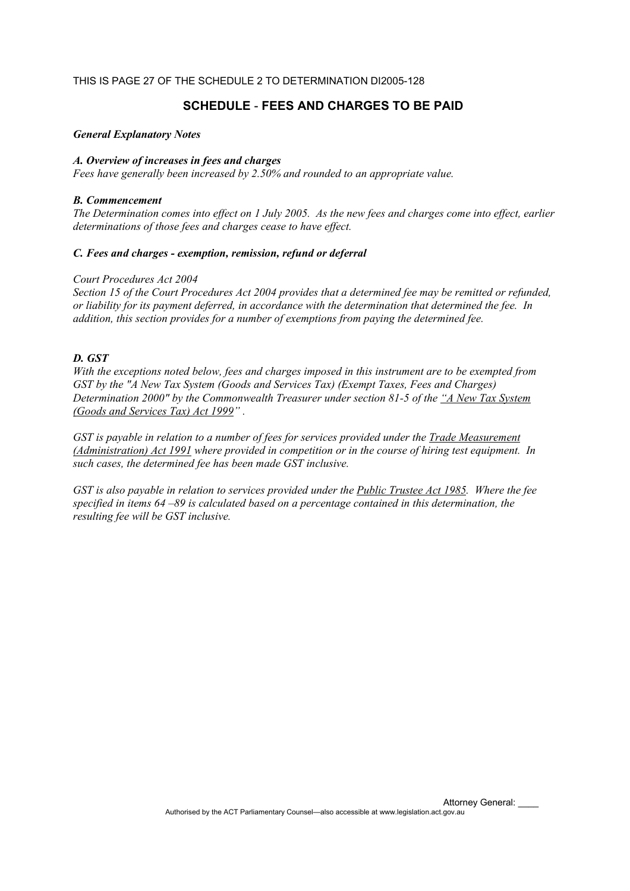THIS IS PAGE 27 OF THE SCHEDULE 2 TO DETERMINATION DI2005-128

## SCHEDULE - FEES AND CHARGES TO BE PAID

***General Explanatory Notes***

***A. Overview of increases in fees and charges***

*Fees have generally been increased by 2.50% and rounded to an appropriate value.*

***B. Commencement***

*The Determination comes into effect on 1 July 2005. As the new fees and charges come into effect, earlier determinations of those fees and charges cease to have effect.*

***C. Fees and charges - exemption, remission, refund or deferral***

*Court Procedures Act 2004*

*Section 15 of the Court Procedures Act 2004 provides that a determined fee may be remitted or refunded, or liability for its payment deferred, in accordance with the determination that determined the fee. In addition, this section provides for a number of exemptions from paying the determined fee.*

***D. GST***

*With the exceptions noted below, fees and charges imposed in this instrument are to be exempted from GST by the "A New Tax System (Goods and Services Tax) (Exempt Taxes, Fees and Charges) Determination 2000" by the Commonwealth Treasurer under section 81-5 of the "A New Tax System (Goods and Services Tax) Act 1999" .*

*GST is payable in relation to a number of fees for services provided under the Trade Measurement (Administration) Act 1991 where provided in competition or in the course of hiring test equipment. In such cases, the determined fee has been made GST inclusive.*

*GST is also payable in relation to services provided under the Public Trustee Act 1985. Where the fee specified in items 64 –89 is calculated based on a percentage contained in this determination, the resulting fee will be GST inclusive.*

Attorney General: ____